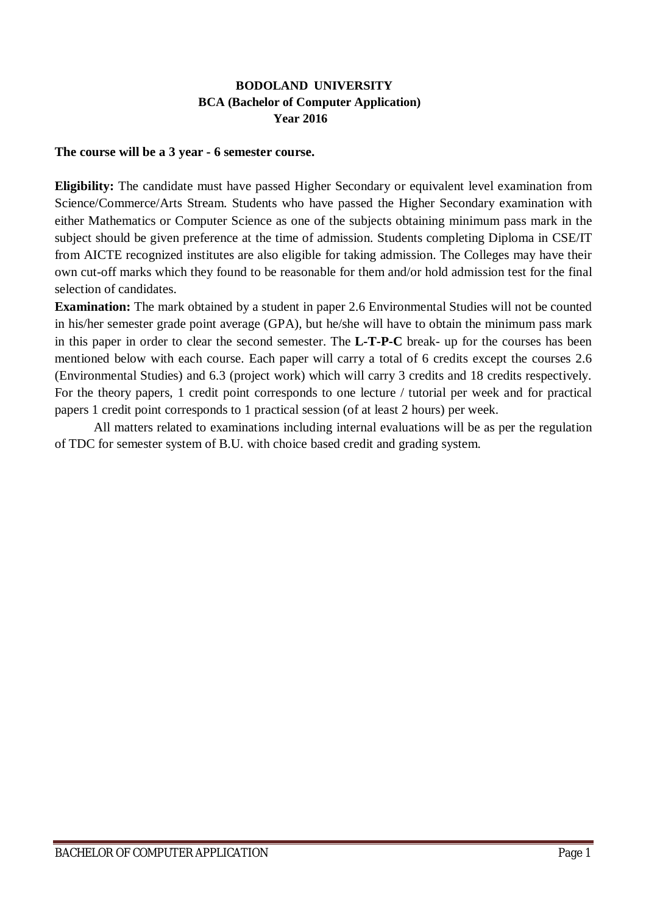# BODOLAND UNIVERSITY

## BCA (Bachelor of Computer Application)

### Year 2016

**The course will be a 3 year - 6 semester course.**

**Eligibility:** The candidate must have passed Higher Secondary or equivalent level examination from Science/Commerce/Arts Stream. Students who have passed the Higher Secondary examination with either Mathematics or Computer Science as one of the subjects obtaining minimum pass mark in the subject should be given preference at the time of admission. Students completing Diploma in CSE/IT from AICTE recognized institutes are also eligible for taking admission. The Colleges may have their own cut-off marks which they found to be reasonable for them and/or hold admission test for the final selection of candidates.

**Examination:** The mark obtained by a student in paper 2.6 Environmental Studies will not be counted in his/her semester grade point average (GPA), but he/she will have to obtain the minimum pass mark in this paper in order to clear the second semester. The **L-T-P-C** break- up for the courses has been mentioned below with each course. Each paper will carry a total of 6 credits except the courses 2.6 (Environmental Studies) and 6.3 (project work) which will carry 3 credits and 18 credits respectively. For the theory papers, 1 credit point corresponds to one lecture / tutorial per week and for practical papers 1 credit point corresponds to 1 practical session (of at least 2 hours) per week.

All matters related to examinations including internal evaluations will be as per the regulation of TDC for semester system of B.U. with choice based credit and grading system.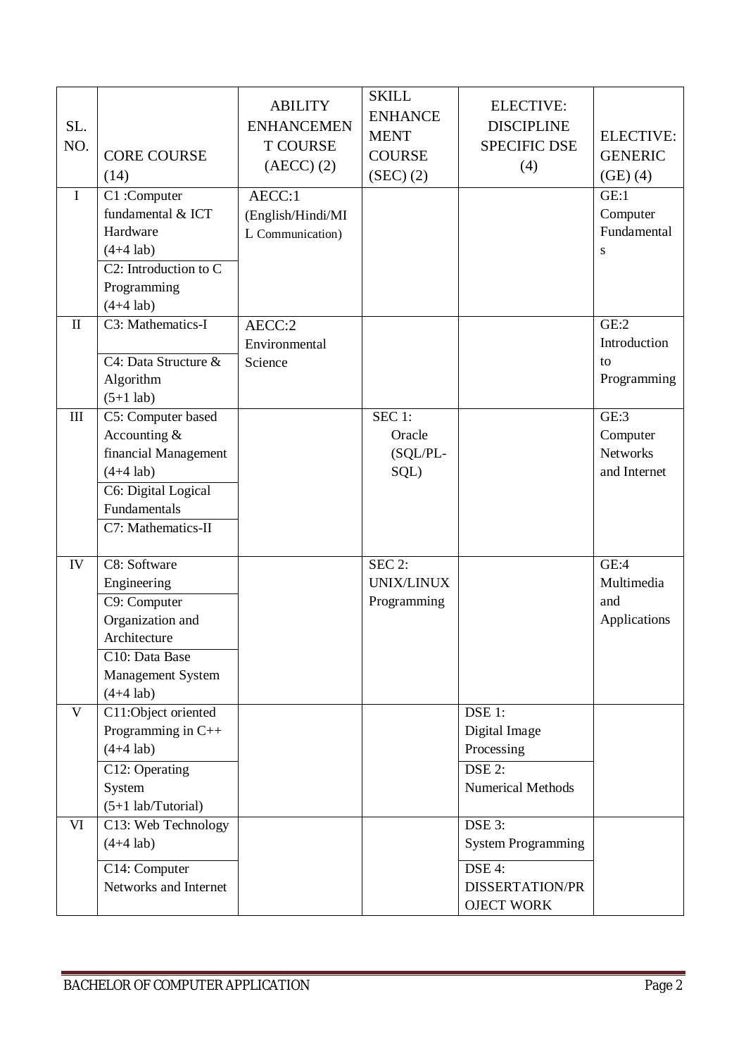| SL. NO. | CORE COURSE (14) | ABILITY ENHANCEMENT COURSE (AECC) (2) | SKILL ENHANCEMENT COURSE (SEC) (2) | ELECTIVE: DISCIPLINE SPECIFIC DSE (4) | ELECTIVE: GENERIC (GE) (4) |
|---|---|---|---|---|---|
| I | C1 :Computer fundamental & ICT Hardware (4+4 lab)<br>C2: Introduction to C Programming (4+4 lab) | AECC:1 (English/Hindi/MIL Communication) | | | GE:1 Computer Fundamentals |
| II | C3: Mathematics-I<br>C4: Data Structure & Algorithm (5+1 lab) | AECC:2 Environmental Science | | | GE:2 Introduction to Programming |
| III | C5: Computer based Accounting & financial Management (4+4 lab)<br>C6: Digital Logical Fundamentals<br>C7: Mathematics-II | | SEC 1: Oracle (SQL/PL-SQL) | | GE:3 Computer Networks and Internet |
| IV | C8: Software Engineering<br>C9: Computer Organization and Architecture<br>C10: Data Base Management System (4+4 lab) | | SEC 2: UNIX/LINUX Programming | | GE:4 Multimedia and Applications |
| V | C11:Object oriented Programming in C++ (4+4 lab)<br>C12: Operating System (5+1 lab/Tutorial) | | | DSE 1: Digital Image Processing<br>DSE 2: Numerical Methods | |
| VI | C13: Web Technology (4+4 lab)<br>C14: Computer Networks and Internet | | | DSE 3: System Programming<br>DSE 4: DISSERTATION/PROJECT WORK | |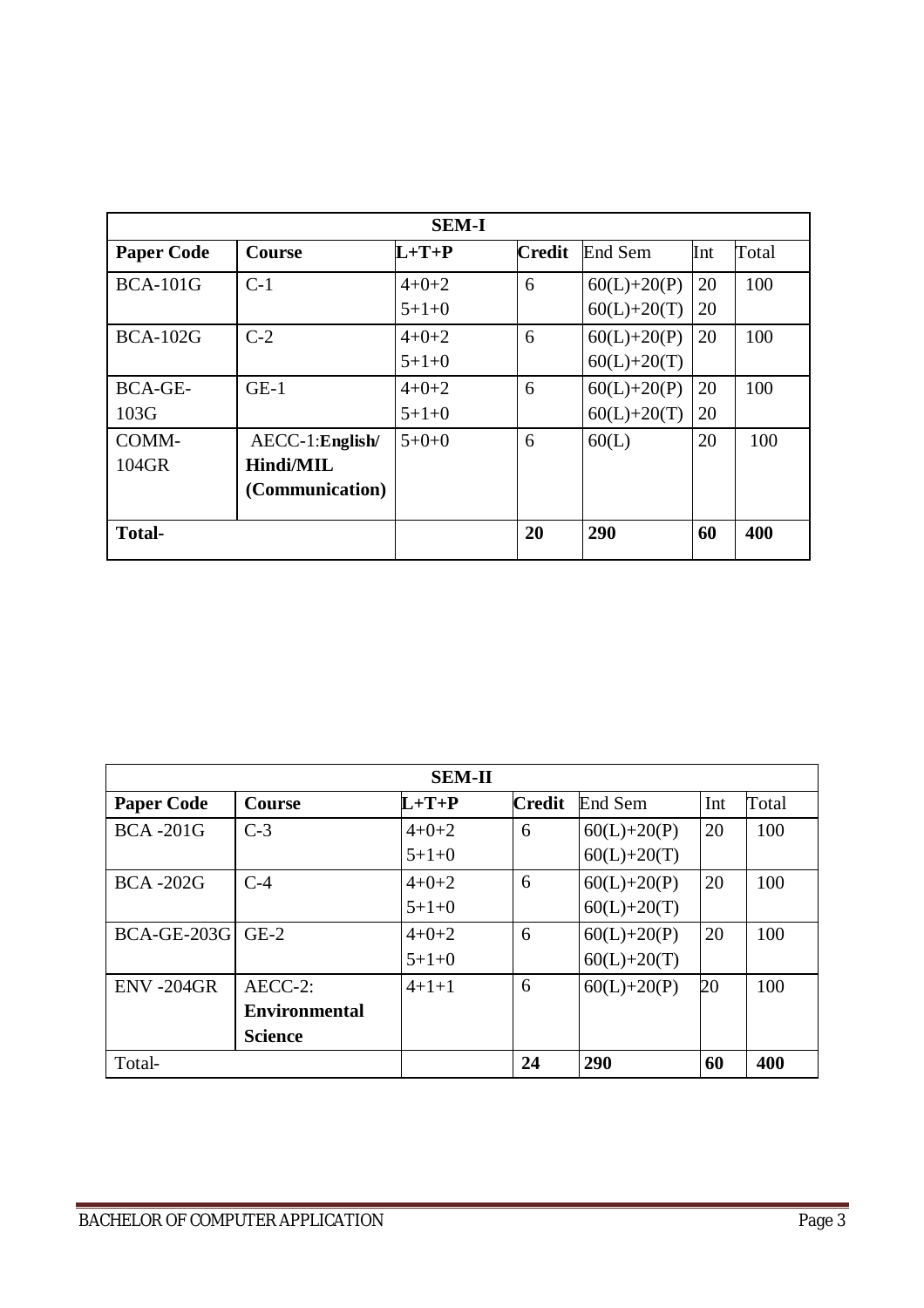| SEM-I | | | | | | |
|---|---|---|---|---|---|---|
| **Paper Code** | **Course** | **L+T+P** | **Credit** | End Sem | Int | Total |
| BCA-101G | C-1 | 4+0+2<br>5+1+0 | 6 | 60(L)+20(P)<br>60(L)+20(T) | 20<br>20 | 100 |
| BCA-102G | C-2 | 4+0+2<br>5+1+0 | 6 | 60(L)+20(P)<br>60(L)+20(T) | 20 | 100 |
| BCA-GE-103G | GE-1 | 4+0+2<br>5+1+0 | 6 | 60(L)+20(P)<br>60(L)+20(T) | 20<br>20 | 100 |
| COMM-104GR | AECC-1:**English/ Hindi/MIL (Communication)** | 5+0+0 | 6 | 60(L) | 20 | 100 |
| **Total-** | | | **20** | **290** | **60** | **400** |

| SEM-II | | | | | | |
|---|---|---|---|---|---|---|
| **Paper Code** | **Course** | **L+T+P** | **Credit** | End Sem | Int | Total |
| BCA -201G | C-3 | 4+0+2<br>5+1+0 | 6 | 60(L)+20(P)<br>60(L)+20(T) | 20 | 100 |
| BCA -202G | C-4 | 4+0+2<br>5+1+0 | 6 | 60(L)+20(P)<br>60(L)+20(T) | 20 | 100 |
| BCA-GE-203G | GE-2 | 4+0+2<br>5+1+0 | 6 | 60(L)+20(P)<br>60(L)+20(T) | 20 | 100 |
| ENV -204GR | AECC-2: **Environmental Science** | 4+1+1 | 6 | 60(L)+20(P) | 20 | 100 |
| Total- | | | **24** | **290** | **60** | **400** |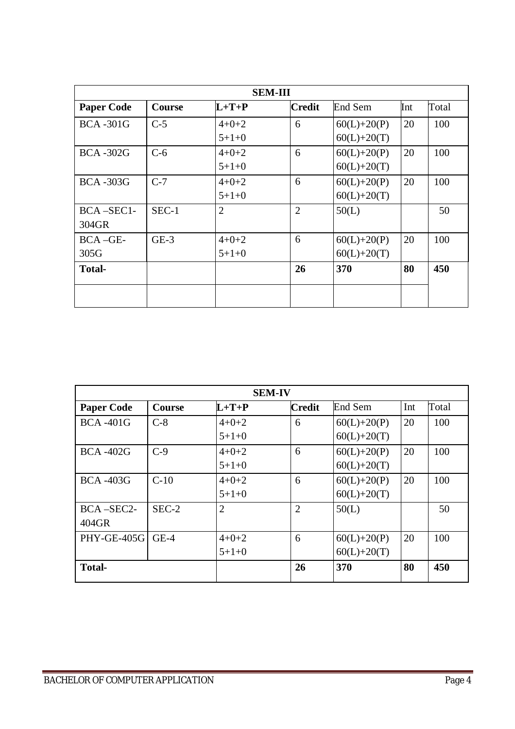| SEM-III | | | | | | |
|---|---|---|---|---|---|---|
| **Paper Code** | **Course** | **L+T+P** | **Credit** | End Sem | Int | Total |
| BCA -301G | C-5 | 4+0+2<br>5+1+0 | 6 | 60(L)+20(P)<br>60(L)+20(T) | 20 | 100 |
| BCA -302G | C-6 | 4+0+2<br>5+1+0 | 6 | 60(L)+20(P)<br>60(L)+20(T) | 20 | 100 |
| BCA -303G | C-7 | 4+0+2<br>5+1+0 | 6 | 60(L)+20(P)<br>60(L)+20(T) | 20 | 100 |
| BCA –SEC1-304GR | SEC-1 | 2 | 2 | 50(L) | | 50 |
| BCA –GE-305G | GE-3 | 4+0+2<br>5+1+0 | 6 | 60(L)+20(P)<br>60(L)+20(T) | 20 | 100 |
| **Total-** | | | **26** | **370** | **80** | **450** |
| | | | | | | |

| SEM-IV | | | | | | |
|---|---|---|---|---|---|---|
| **Paper Code** | **Course** | **L+T+P** | **Credit** | End Sem | Int | Total |
| BCA -401G | C-8 | 4+0+2<br>5+1+0 | 6 | 60(L)+20(P)<br>60(L)+20(T) | 20 | 100 |
| BCA -402G | C-9 | 4+0+2<br>5+1+0 | 6 | 60(L)+20(P)<br>60(L)+20(T) | 20 | 100 |
| BCA -403G | C-10 | 4+0+2<br>5+1+0 | 6 | 60(L)+20(P)<br>60(L)+20(T) | 20 | 100 |
| BCA –SEC2-404GR | SEC-2 | 2 | 2 | 50(L) | | 50 |
| PHY-GE-405G | GE-4 | 4+0+2<br>5+1+0 | 6 | 60(L)+20(P)<br>60(L)+20(T) | 20 | 100 |
| **Total-** | | | **26** | **370** | **80** | **450** |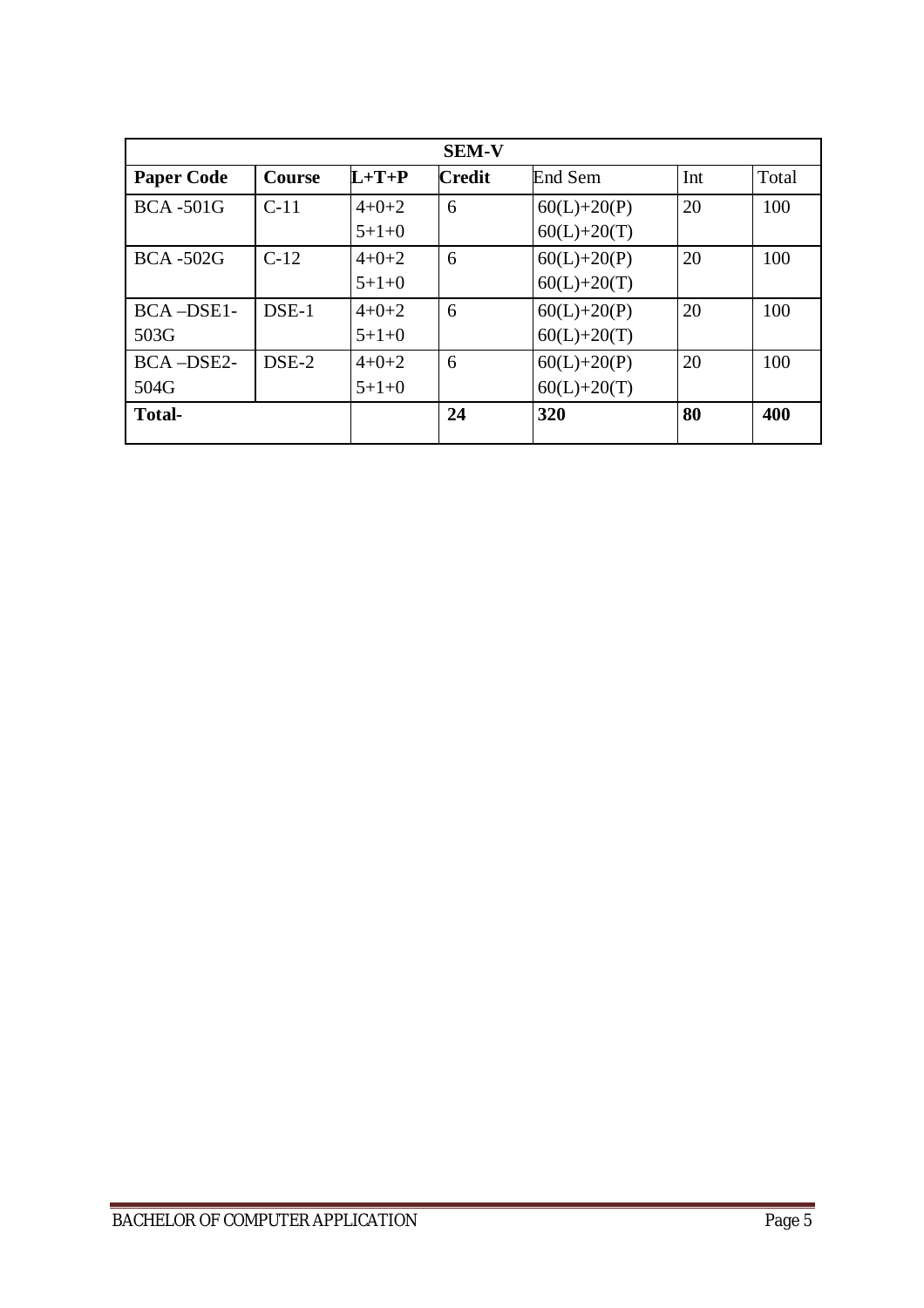| SEM-V | | | | | | |
|---|---|---|---|---|---|---|
| **Paper Code** | **Course** | **L+T+P** | **Credit** | End Sem | Int | Total |
| BCA -501G | C-11 | 4+0+2<br>5+1+0 | 6 | 60(L)+20(P)<br>60(L)+20(T) | 20 | 100 |
| BCA -502G | C-12 | 4+0+2<br>5+1+0 | 6 | 60(L)+20(P)<br>60(L)+20(T) | 20 | 100 |
| BCA –DSE1-503G | DSE-1 | 4+0+2<br>5+1+0 | 6 | 60(L)+20(P)<br>60(L)+20(T) | 20 | 100 |
| BCA –DSE2-504G | DSE-2 | 4+0+2<br>5+1+0 | 6 | 60(L)+20(P)<br>60(L)+20(T) | 20 | 100 |
| **Total-** | | | **24** | **320** | **80** | **400** |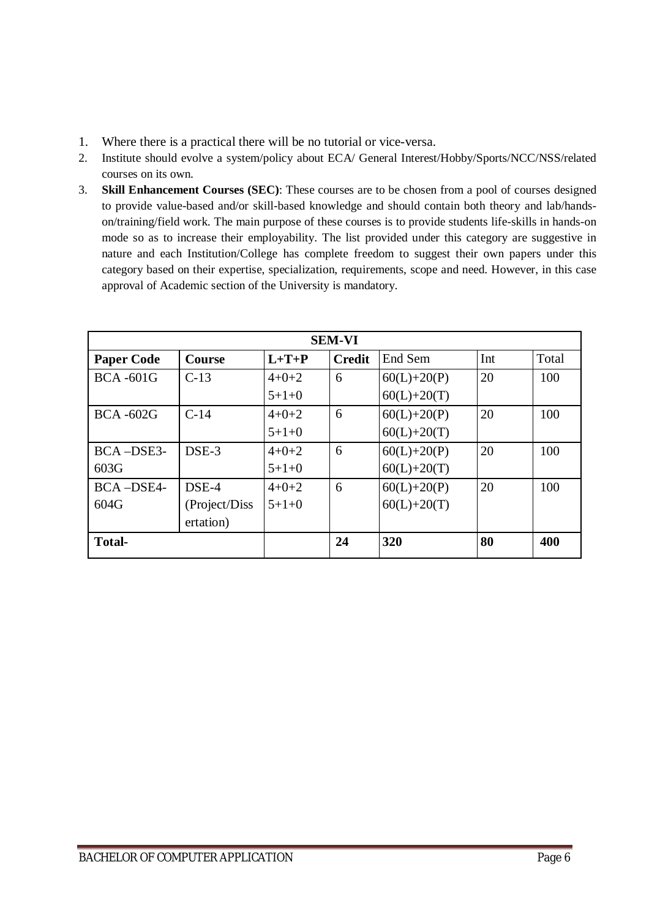1. Where there is a practical there will be no tutorial or vice-versa.
2. Institute should evolve a system/policy about ECA/ General Interest/Hobby/Sports/NCC/NSS/related courses on its own.
3. **Skill Enhancement Courses (SEC)**: These courses are to be chosen from a pool of courses designed to provide value-based and/or skill-based knowledge and should contain both theory and lab/hands-on/training/field work. The main purpose of these courses is to provide students life-skills in hands-on mode so as to increase their employability. The list provided under this category are suggestive in nature and each Institution/College has complete freedom to suggest their own papers under this category based on their expertise, specialization, requirements, scope and need. However, in this case approval of Academic section of the University is mandatory.

| **SEM-VI** | | | | | | |
|---|---|---|---|---|---|---|
| **Paper Code** | **Course** | **L+T+P** | **Credit** | End Sem | Int | Total |
| BCA -601G | C-13 | 4+0+2<br>5+1+0 | 6 | 60(L)+20(P)<br>60(L)+20(T) | 20 | 100 |
| BCA -602G | C-14 | 4+0+2<br>5+1+0 | 6 | 60(L)+20(P)<br>60(L)+20(T) | 20 | 100 |
| BCA –DSE3-603G | DSE-3 | 4+0+2<br>5+1+0 | 6 | 60(L)+20(P)<br>60(L)+20(T) | 20 | 100 |
| BCA –DSE4-604G | DSE-4 (Project/Dissertation) | 4+0+2<br>5+1+0 | 6 | 60(L)+20(P)<br>60(L)+20(T) | 20 | 100 |
| **Total-** | | | **24** | **320** | **80** | **400** |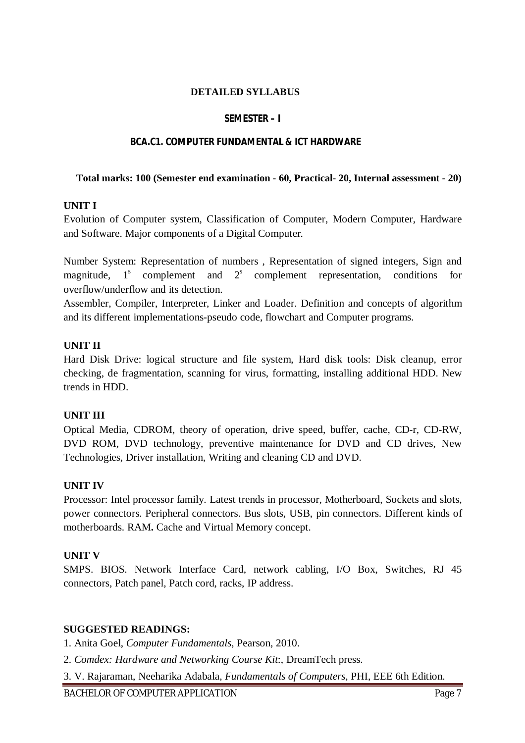# DETAILED SYLLABUS

## SEMESTER – I

## BCA.C1. COMPUTER FUNDAMENTAL & ICT HARDWARE

**Total marks: 100 (Semester end examination - 60, Practical- 20, Internal assessment - 20)**

**UNIT I**

Evolution of Computer system, Classification of Computer, Modern Computer, Hardware and Software. Major components of a Digital Computer.

Number System: Representation of numbers , Representation of signed integers, Sign and magnitude, $1^s$ complement and $2^s$ complement representation, conditions for overflow/underflow and its detection.

Assembler, Compiler, Interpreter, Linker and Loader. Definition and concepts of algorithm and its different implementations-pseudo code, flowchart and Computer programs.

**UNIT II**

Hard Disk Drive: logical structure and file system, Hard disk tools: Disk cleanup, error checking, de fragmentation, scanning for virus, formatting, installing additional HDD. New trends in HDD.

**UNIT III**

Optical Media, CDROM, theory of operation, drive speed, buffer, cache, CD-r, CD-RW, DVD ROM, DVD technology, preventive maintenance for DVD and CD drives, New Technologies, Driver installation, Writing and cleaning CD and DVD.

**UNIT IV**

Processor: Intel processor family. Latest trends in processor, Motherboard, Sockets and slots, power connectors. Peripheral connectors. Bus slots, USB, pin connectors. Different kinds of motherboards. RAM**.** Cache and Virtual Memory concept.

**UNIT V**

SMPS. BIOS. Network Interface Card, network cabling, I/O Box, Switches, RJ 45 connectors, Patch panel, Patch cord, racks, IP address.

**SUGGESTED READINGS:**

1. Anita Goel, *Computer Fundamentals*, Pearson, 2010.
2. *Comdex: Hardware and Networking Course Kit*:, DreamTech press.
3. V. Rajaraman, Neeharika Adabala, *Fundamentals of Computers*, PHI, EEE 6th Edition.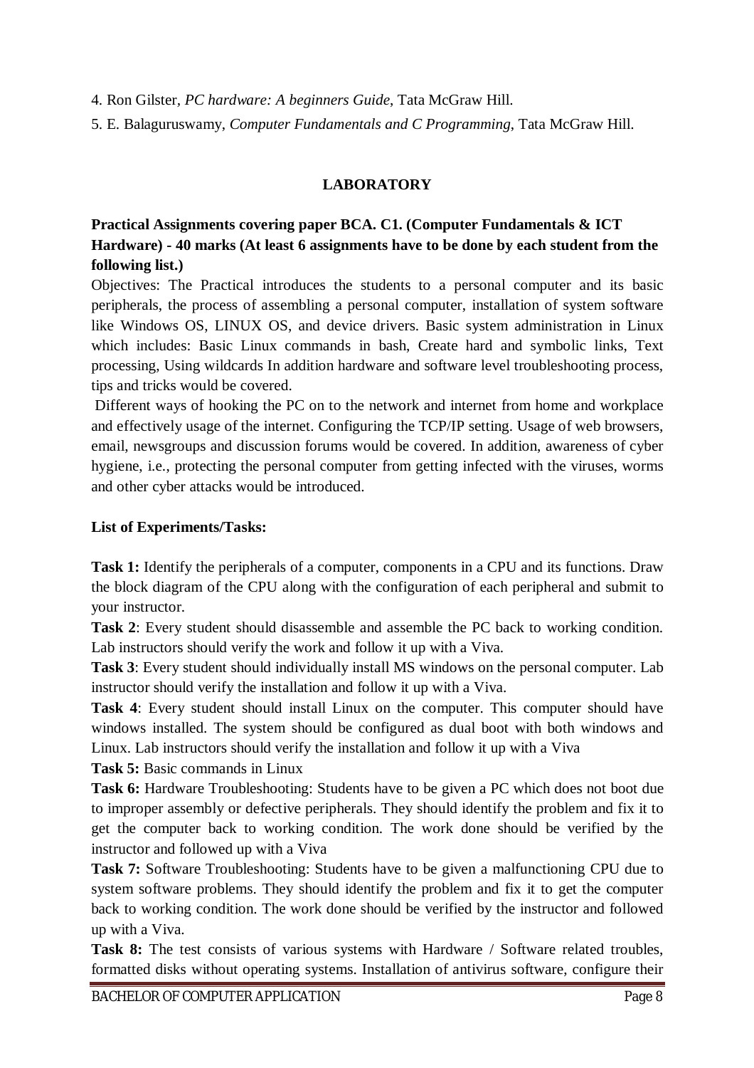4. Ron Gilster, *PC hardware: A beginners Guide*, Tata McGraw Hill.

5. E. Balaguruswamy, *Computer Fundamentals and C Programming*, Tata McGraw Hill.

## LABORATORY

**Practical Assignments covering paper BCA. C1. (Computer Fundamentals & ICT Hardware) - 40 marks (At least 6 assignments have to be done by each student from the following list.)**

Objectives: The Practical introduces the students to a personal computer and its basic peripherals, the process of assembling a personal computer, installation of system software like Windows OS, LINUX OS, and device drivers. Basic system administration in Linux which includes: Basic Linux commands in bash, Create hard and symbolic links, Text processing, Using wildcards In addition hardware and software level troubleshooting process, tips and tricks would be covered.

Different ways of hooking the PC on to the network and internet from home and workplace and effectively usage of the internet. Configuring the TCP/IP setting. Usage of web browsers, email, newsgroups and discussion forums would be covered. In addition, awareness of cyber hygiene, i.e., protecting the personal computer from getting infected with the viruses, worms and other cyber attacks would be introduced.

**List of Experiments/Tasks:**

**Task 1:** Identify the peripherals of a computer, components in a CPU and its functions. Draw the block diagram of the CPU along with the configuration of each peripheral and submit to your instructor.

**Task 2**: Every student should disassemble and assemble the PC back to working condition. Lab instructors should verify the work and follow it up with a Viva.

**Task 3**: Every student should individually install MS windows on the personal computer. Lab instructor should verify the installation and follow it up with a Viva.

**Task 4**: Every student should install Linux on the computer. This computer should have windows installed. The system should be configured as dual boot with both windows and Linux. Lab instructors should verify the installation and follow it up with a Viva

**Task 5:** Basic commands in Linux

**Task 6:** Hardware Troubleshooting: Students have to be given a PC which does not boot due to improper assembly or defective peripherals. They should identify the problem and fix it to get the computer back to working condition. The work done should be verified by the instructor and followed up with a Viva

**Task 7:** Software Troubleshooting: Students have to be given a malfunctioning CPU due to system software problems. They should identify the problem and fix it to get the computer back to working condition. The work done should be verified by the instructor and followed up with a Viva.

**Task 8:** The test consists of various systems with Hardware / Software related troubles, formatted disks without operating systems. Installation of antivirus software, configure their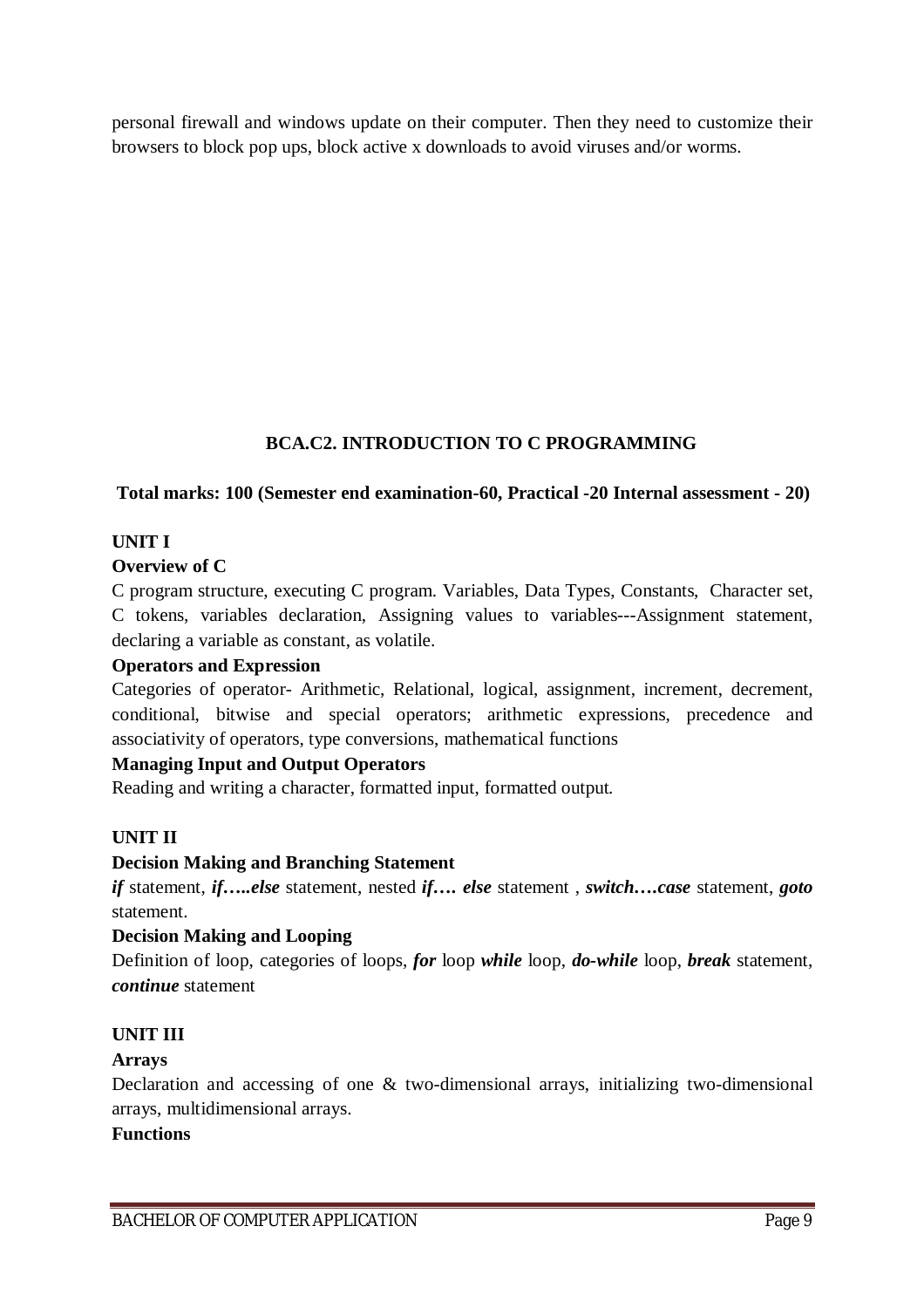personal firewall and windows update on their computer. Then they need to customize their browsers to block pop ups, block active x downloads to avoid viruses and/or worms.

## BCA.C2. INTRODUCTION TO C PROGRAMMING

**Total marks: 100 (Semester end examination-60, Practical -20 Internal assessment - 20)**

### UNIT I

**Overview of C**

C program structure, executing C program. Variables, Data Types, Constants, Character set, C tokens, variables declaration, Assigning values to variables---Assignment statement, declaring a variable as constant, as volatile.

**Operators and Expression**

Categories of operator- Arithmetic, Relational, logical, assignment, increment, decrement, conditional, bitwise and special operators; arithmetic expressions, precedence and associativity of operators, type conversions, mathematical functions

**Managing Input and Output Operators**

Reading and writing a character, formatted input, formatted output.

### UNIT II

**Decision Making and Branching Statement**

***if*** statement, ***if…..else*** statement, nested ***if…. else*** statement , ***switch….case*** statement, ***goto*** statement.

**Decision Making and Looping**

Definition of loop, categories of loops, ***for*** loop ***while*** loop, ***do-while*** loop, ***break*** statement, ***continue*** statement

### UNIT III

**Arrays**

Declaration and accessing of one & two-dimensional arrays, initializing two-dimensional arrays, multidimensional arrays.

**Functions**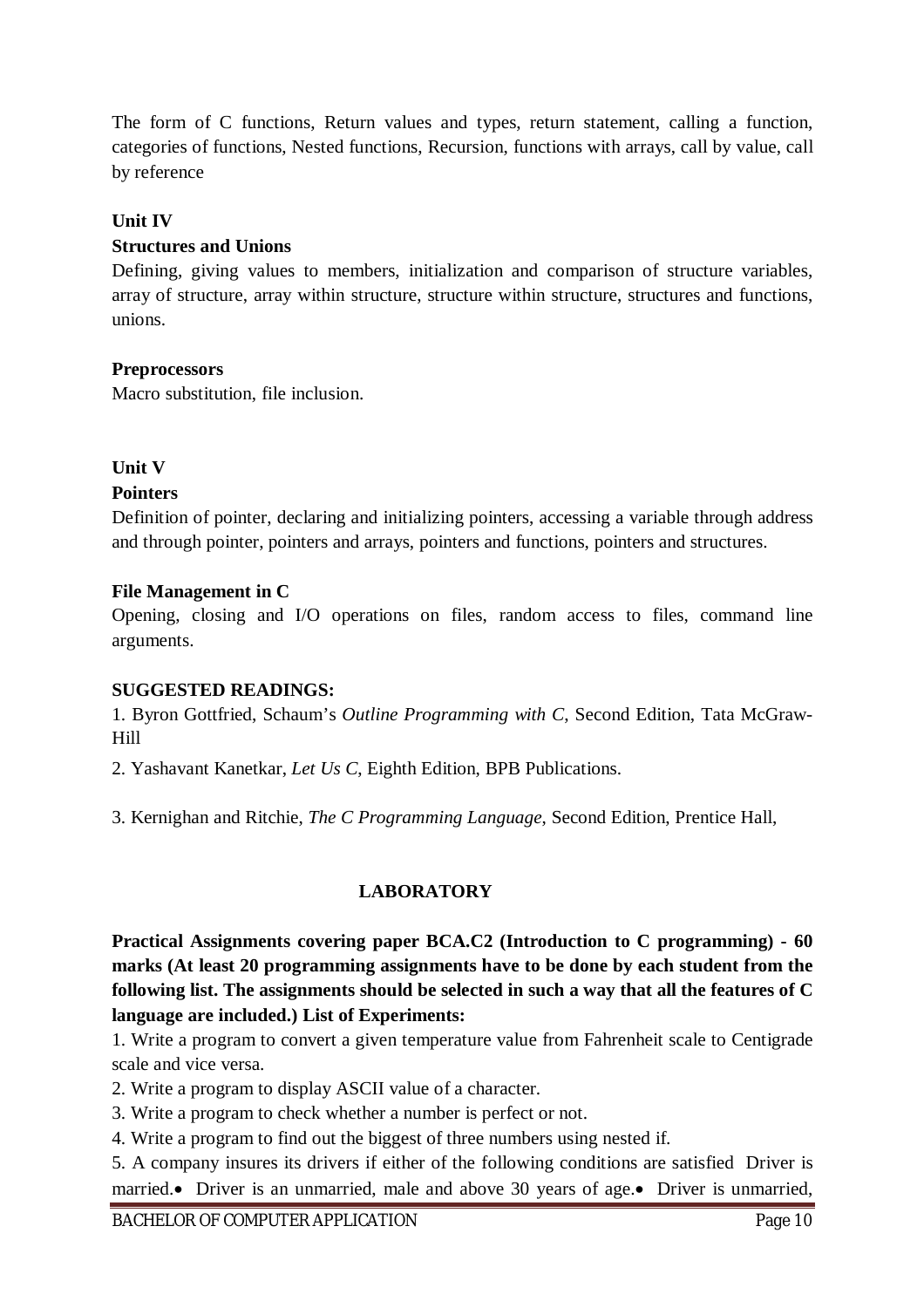The form of C functions, Return values and types, return statement, calling a function, categories of functions, Nested functions, Recursion, functions with arrays, call by value, call by reference

**Unit IV**

**Structures and Unions**

Defining, giving values to members, initialization and comparison of structure variables, array of structure, array within structure, structure within structure, structures and functions, unions.

**Preprocessors**

Macro substitution, file inclusion.

**Unit V**

**Pointers**

Definition of pointer, declaring and initializing pointers, accessing a variable through address and through pointer, pointers and arrays, pointers and functions, pointers and structures.

**File Management in C**

Opening, closing and I/O operations on files, random access to files, command line arguments.

**SUGGESTED READINGS:**

1. Byron Gottfried, Schaum's *Outline Programming with C*, Second Edition, Tata McGraw-Hill

2. Yashavant Kanetkar, *Let Us C*, Eighth Edition, BPB Publications.

3. Kernighan and Ritchie, *The C Programming Language*, Second Edition, Prentice Hall,

**LABORATORY**

**Practical Assignments covering paper BCA.C2 (Introduction to C programming) - 60 marks (At least 20 programming assignments have to be done by each student from the following list. The assignments should be selected in such a way that all the features of C language are included.) List of Experiments:**

1. Write a program to convert a given temperature value from Fahrenheit scale to Centigrade scale and vice versa.
2. Write a program to display ASCII value of a character.
3. Write a program to check whether a number is perfect or not.
4. Write a program to find out the biggest of three numbers using nested if.
5. A company insures its drivers if either of the following conditions are satisfied Driver is married.• Driver is an unmarried, male and above 30 years of age.• Driver is unmarried,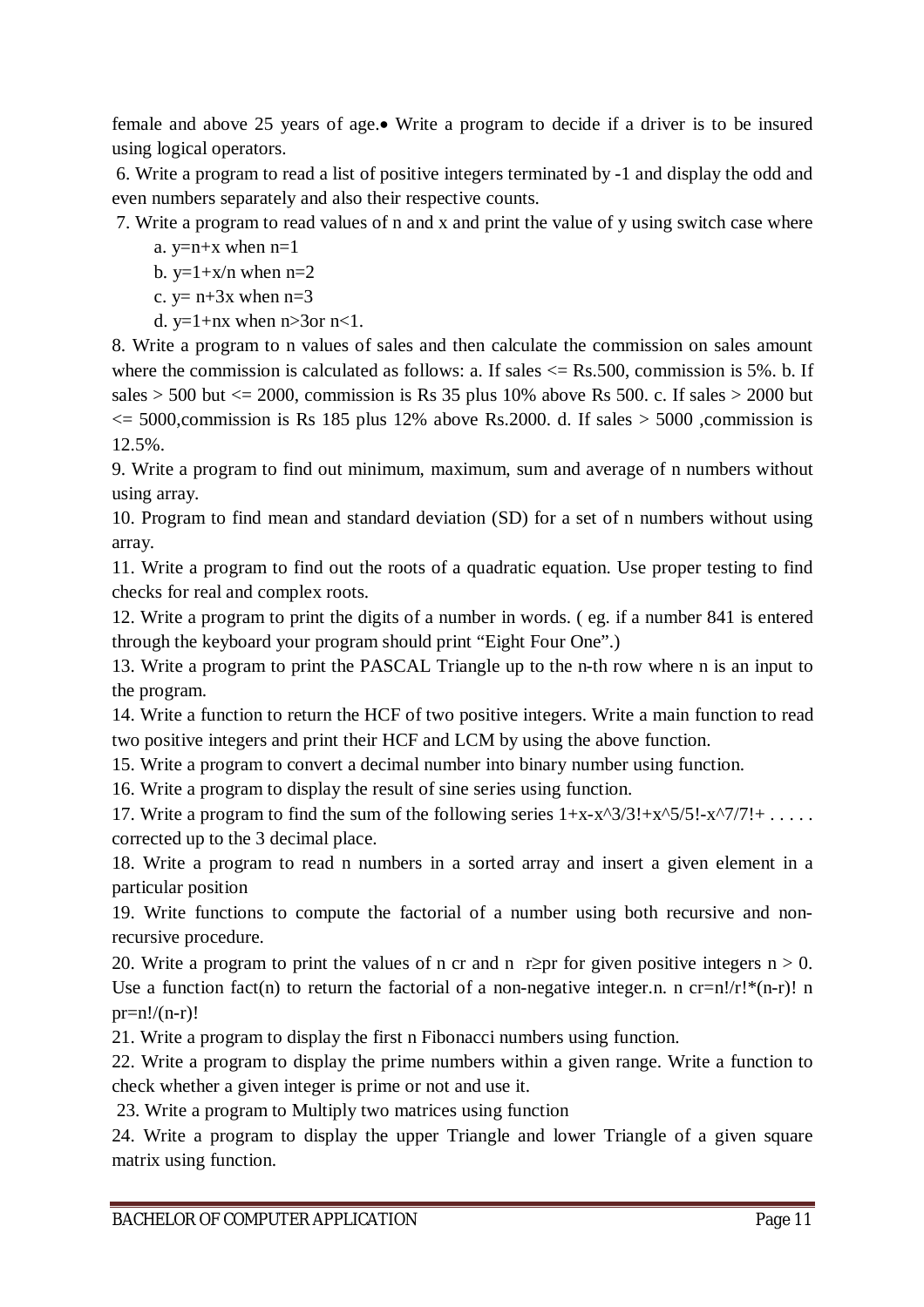female and above 25 years of age.• Write a program to decide if a driver is to be insured using logical operators.

6. Write a program to read a list of positive integers terminated by -1 and display the odd and even numbers separately and also their respective counts.

7. Write a program to read values of n and x and print the value of y using switch case where

   a. $y=n+x$ when $n=1$

   b. $y=1+x/n$ when $n=2$

   c. $y= n+3x$ when $n=3$

   d. $y=1+nx$ when $n>3$or $n<1$.

8. Write a program to n values of sales and then calculate the commission on sales amount where the commission is calculated as follows: a. If sales <= Rs.500, commission is 5%. b. If sales > 500 but <= 2000, commission is Rs 35 plus 10% above Rs 500. c. If sales > 2000 but <= 5000,commission is Rs 185 plus 12% above Rs.2000. d. If sales > 5000 ,commission is 12.5%.

9. Write a program to find out minimum, maximum, sum and average of n numbers without using array.

10. Program to find mean and standard deviation (SD) for a set of n numbers without using array.

11. Write a program to find out the roots of a quadratic equation. Use proper testing to find checks for real and complex roots.

12. Write a program to print the digits of a number in words. ( eg. if a number 841 is entered through the keyboard your program should print "Eight Four One".)

13. Write a program to print the PASCAL Triangle up to the n-th row where n is an input to the program.

14. Write a function to return the HCF of two positive integers. Write a main function to read two positive integers and print their HCF and LCM by using the above function.

15. Write a program to convert a decimal number into binary number using function.

16. Write a program to display the result of sine series using function.

17. Write a program to find the sum of the following series 1+x-x^3/3!+x^5/5!-x^7/7!+ . . . . . corrected up to the 3 decimal place.

18. Write a program to read n numbers in a sorted array and insert a given element in a particular position

19. Write functions to compute the factorial of a number using both recursive and non-recursive procedure.

20. Write a program to print the values of n cr and n r≥pr for given positive integers n > 0. Use a function fact(n) to return the factorial of a non-negative integer.n. n cr=n!/r!*(n-r)! n pr=n!/(n-r)!

21. Write a program to display the first n Fibonacci numbers using function.

22. Write a program to display the prime numbers within a given range. Write a function to check whether a given integer is prime or not and use it.

23. Write a program to Multiply two matrices using function

24. Write a program to display the upper Triangle and lower Triangle of a given square matrix using function.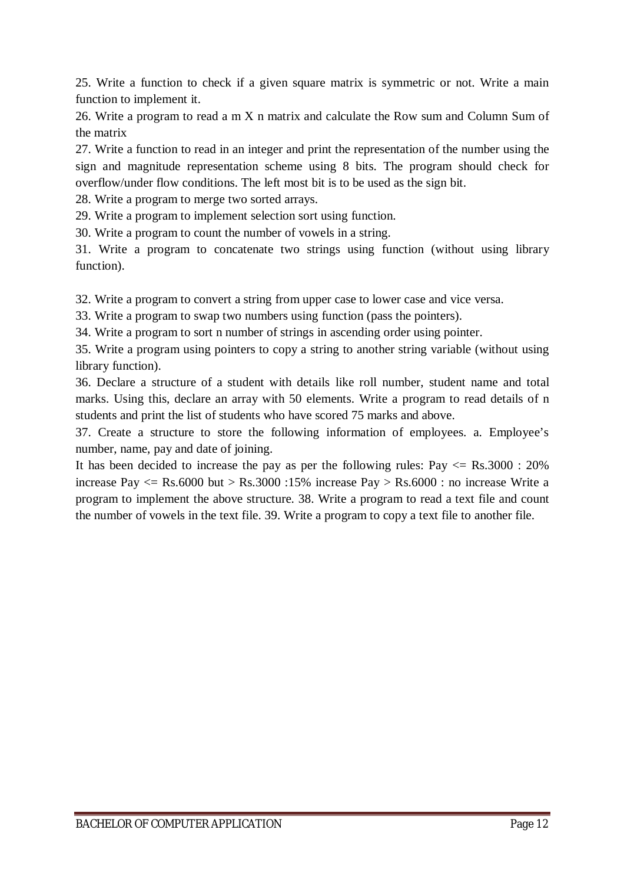25. Write a function to check if a given square matrix is symmetric or not. Write a main function to implement it.

26. Write a program to read a m X n matrix and calculate the Row sum and Column Sum of the matrix

27. Write a function to read in an integer and print the representation of the number using the sign and magnitude representation scheme using 8 bits. The program should check for overflow/under flow conditions. The left most bit is to be used as the sign bit.

28. Write a program to merge two sorted arrays.

29. Write a program to implement selection sort using function.

30. Write a program to count the number of vowels in a string.

31. Write a program to concatenate two strings using function (without using library function).

32. Write a program to convert a string from upper case to lower case and vice versa.

33. Write a program to swap two numbers using function (pass the pointers).

34. Write a program to sort n number of strings in ascending order using pointer.

35. Write a program using pointers to copy a string to another string variable (without using library function).

36. Declare a structure of a student with details like roll number, student name and total marks. Using this, declare an array with 50 elements. Write a program to read details of n students and print the list of students who have scored 75 marks and above.

37. Create a structure to store the following information of employees. a. Employee's number, name, pay and date of joining.

It has been decided to increase the pay as per the following rules: Pay <= Rs.3000 : 20% increase Pay <= Rs.6000 but > Rs.3000 :15% increase Pay > Rs.6000 : no increase Write a program to implement the above structure. 38. Write a program to read a text file and count the number of vowels in the text file. 39. Write a program to copy a text file to another file.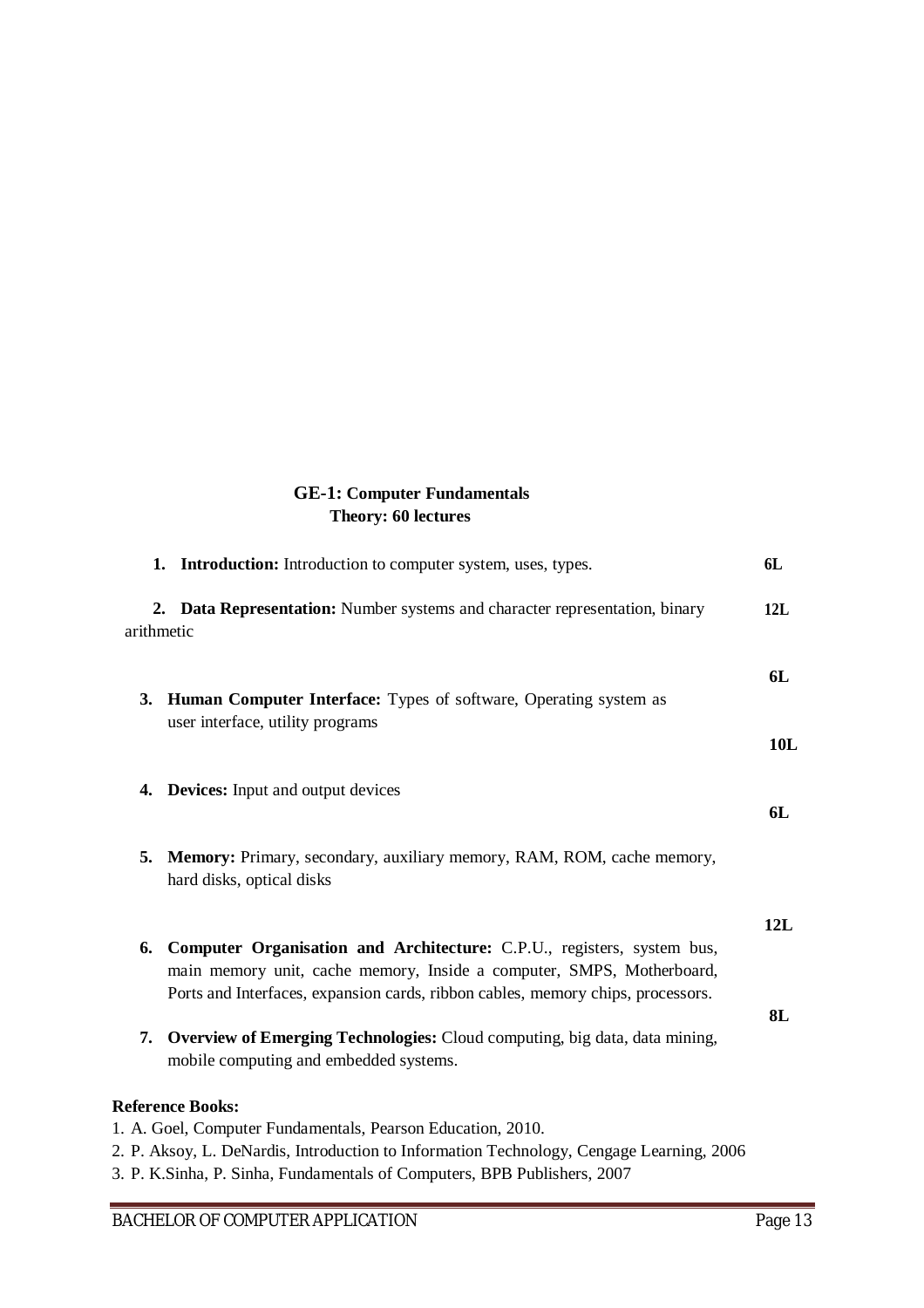## GE-1: Computer Fundamentals

**Theory: 60 lectures**

1. **Introduction:** Introduction to computer system, uses, types. **6L**

2. **Data Representation:** Number systems and character representation, binary arithmetic **12L**

3. **Human Computer Interface:** Types of software, Operating system as user interface, utility programs **6L**

4. **Devices:** Input and output devices **10L**

5. **Memory:** Primary, secondary, auxiliary memory, RAM, ROM, cache memory, hard disks, optical disks **6L**

6. **Computer Organisation and Architecture:** C.P.U., registers, system bus, main memory unit, cache memory, Inside a computer, SMPS, Motherboard, Ports and Interfaces, expansion cards, ribbon cables, memory chips, processors. **12L**

7. **Overview of Emerging Technologies:** Cloud computing, big data, data mining, mobile computing and embedded systems. **8L**

**Reference Books:**

1. A. Goel, Computer Fundamentals, Pearson Education, 2010.
2. P. Aksoy, L. DeNardis, Introduction to Information Technology, Cengage Learning, 2006
3. P. K.Sinha, P. Sinha, Fundamentals of Computers, BPB Publishers, 2007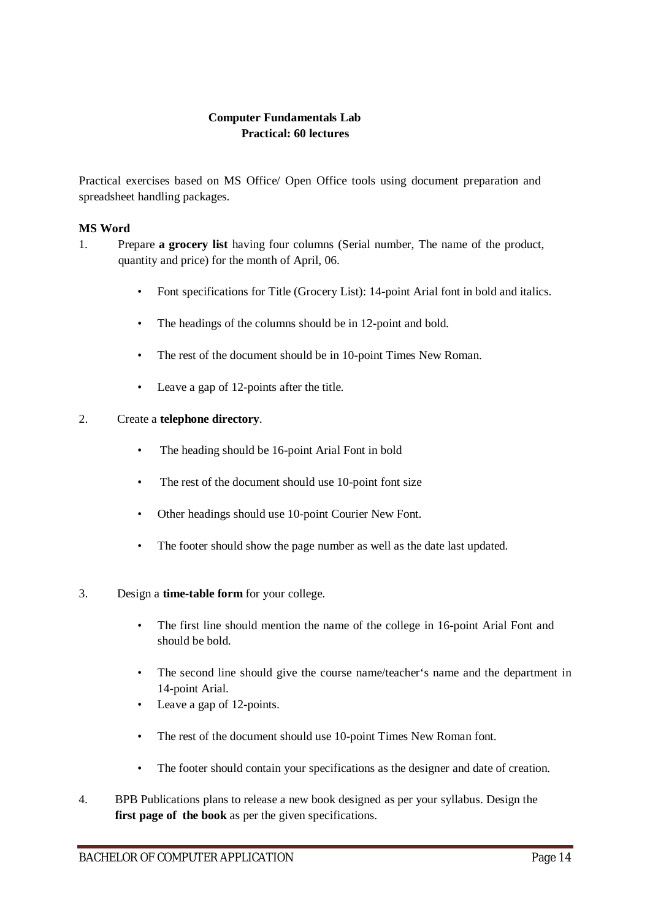**Computer Fundamentals Lab**
**Practical: 60 lectures**

Practical exercises based on MS Office/ Open Office tools using document preparation and spreadsheet handling packages.

**MS Word**

1. Prepare **a grocery list** having four columns (Serial number, The name of the product, quantity and price) for the month of April, 06.

   - Font specifications for Title (Grocery List): 14-point Arial font in bold and italics.
   - The headings of the columns should be in 12-point and bold.
   - The rest of the document should be in 10-point Times New Roman.
   - Leave a gap of 12-points after the title.

2. Create a **telephone directory**.

   - The heading should be 16-point Arial Font in bold
   - The rest of the document should use 10-point font size
   - Other headings should use 10-point Courier New Font.
   - The footer should show the page number as well as the date last updated.

3. Design a **time-table form** for your college.

   - The first line should mention the name of the college in 16-point Arial Font and should be bold.
   - The second line should give the course name/teacher's name and the department in 14-point Arial.
   - Leave a gap of 12-points.
   - The rest of the document should use 10-point Times New Roman font.
   - The footer should contain your specifications as the designer and date of creation.

4. BPB Publications plans to release a new book designed as per your syllabus. Design the **first page of the book** as per the given specifications.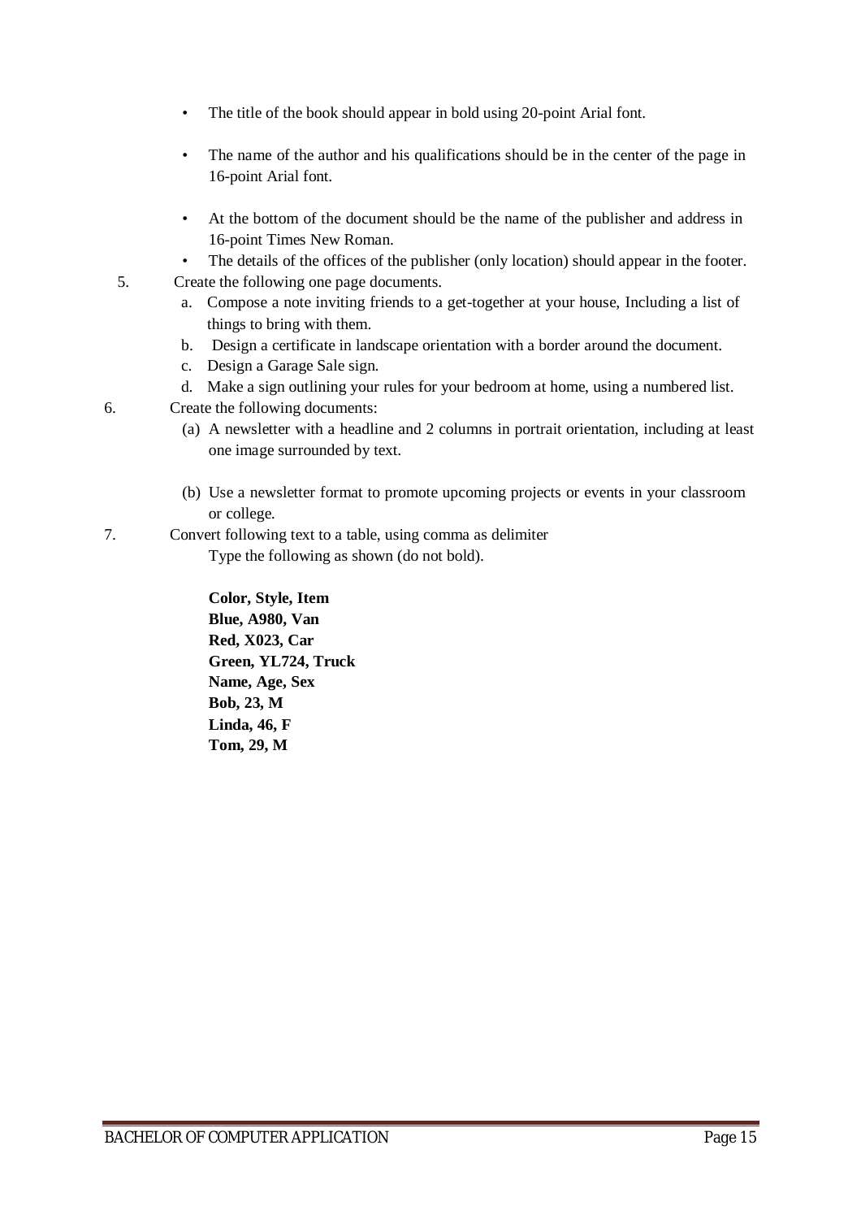- The title of the book should appear in bold using 20-point Arial font.
- The name of the author and his qualifications should be in the center of the page in 16-point Arial font.
- At the bottom of the document should be the name of the publisher and address in 16-point Times New Roman.
- The details of the offices of the publisher (only location) should appear in the footer.

5. Create the following one page documents.
   a. Compose a note inviting friends to a get-together at your house, Including a list of things to bring with them.
   b. Design a certificate in landscape orientation with a border around the document.
   c. Design a Garage Sale sign.
   d. Make a sign outlining your rules for your bedroom at home, using a numbered list.

6. Create the following documents:
   (a) A newsletter with a headline and 2 columns in portrait orientation, including at least one image surrounded by text.

   (b) Use a newsletter format to promote upcoming projects or events in your classroom or college.

7. Convert following text to a table, using comma as delimiter

   Type the following as shown (do not bold).

   **Color, Style, Item**
   **Blue, A980, Van**
   **Red, X023, Car**
   **Green, YL724, Truck**
   **Name, Age, Sex**
   **Bob, 23, M**
   **Linda, 46, F**
   **Tom, 29, M**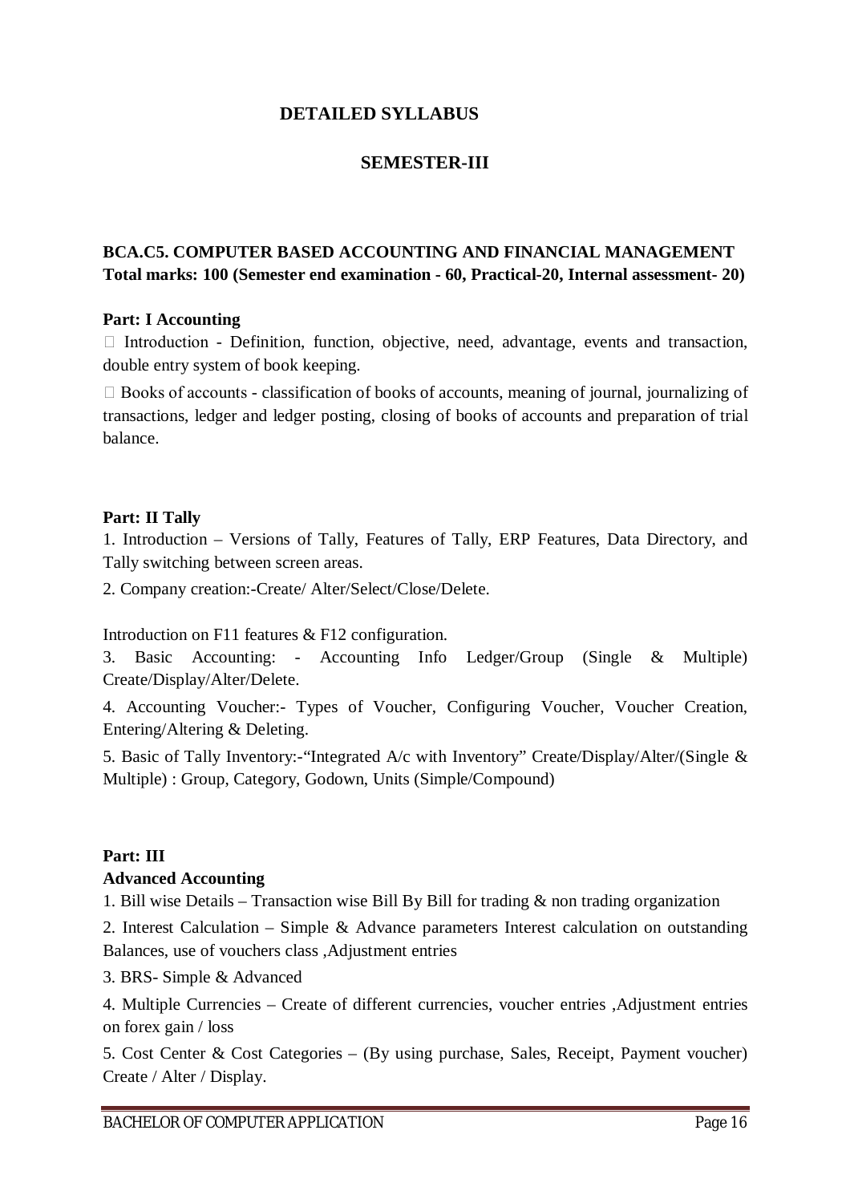# DETAILED SYLLABUS

## SEMESTER-III

### BCA.C5. COMPUTER BASED ACCOUNTING AND FINANCIAL MANAGEMENT

**Total marks: 100 (Semester end examination - 60, Practical-20, Internal assessment- 20)**

**Part: I Accounting**

- Introduction - Definition, function, objective, need, advantage, events and transaction, double entry system of book keeping.
- Books of accounts - classification of books of accounts, meaning of journal, journalizing of transactions, ledger and ledger posting, closing of books of accounts and preparation of trial balance.

**Part: II Tally**

1. Introduction – Versions of Tally, Features of Tally, ERP Features, Data Directory, and Tally switching between screen areas.
2. Company creation:-Create/ Alter/Select/Close/Delete.

Introduction on F11 features & F12 configuration.

3. Basic Accounting: - Accounting Info Ledger/Group (Single & Multiple) Create/Display/Alter/Delete.
4. Accounting Voucher:- Types of Voucher, Configuring Voucher, Voucher Creation, Entering/Altering & Deleting.
5. Basic of Tally Inventory:-"Integrated A/c with Inventory" Create/Display/Alter/(Single & Multiple) : Group, Category, Godown, Units (Simple/Compound)

**Part: III**

**Advanced Accounting**

1. Bill wise Details – Transaction wise Bill By Bill for trading & non trading organization
2. Interest Calculation – Simple & Advance parameters Interest calculation on outstanding Balances, use of vouchers class ,Adjustment entries
3. BRS- Simple & Advanced
4. Multiple Currencies – Create of different currencies, voucher entries ,Adjustment entries on forex gain / loss
5. Cost Center & Cost Categories – (By using purchase, Sales, Receipt, Payment voucher) Create / Alter / Display.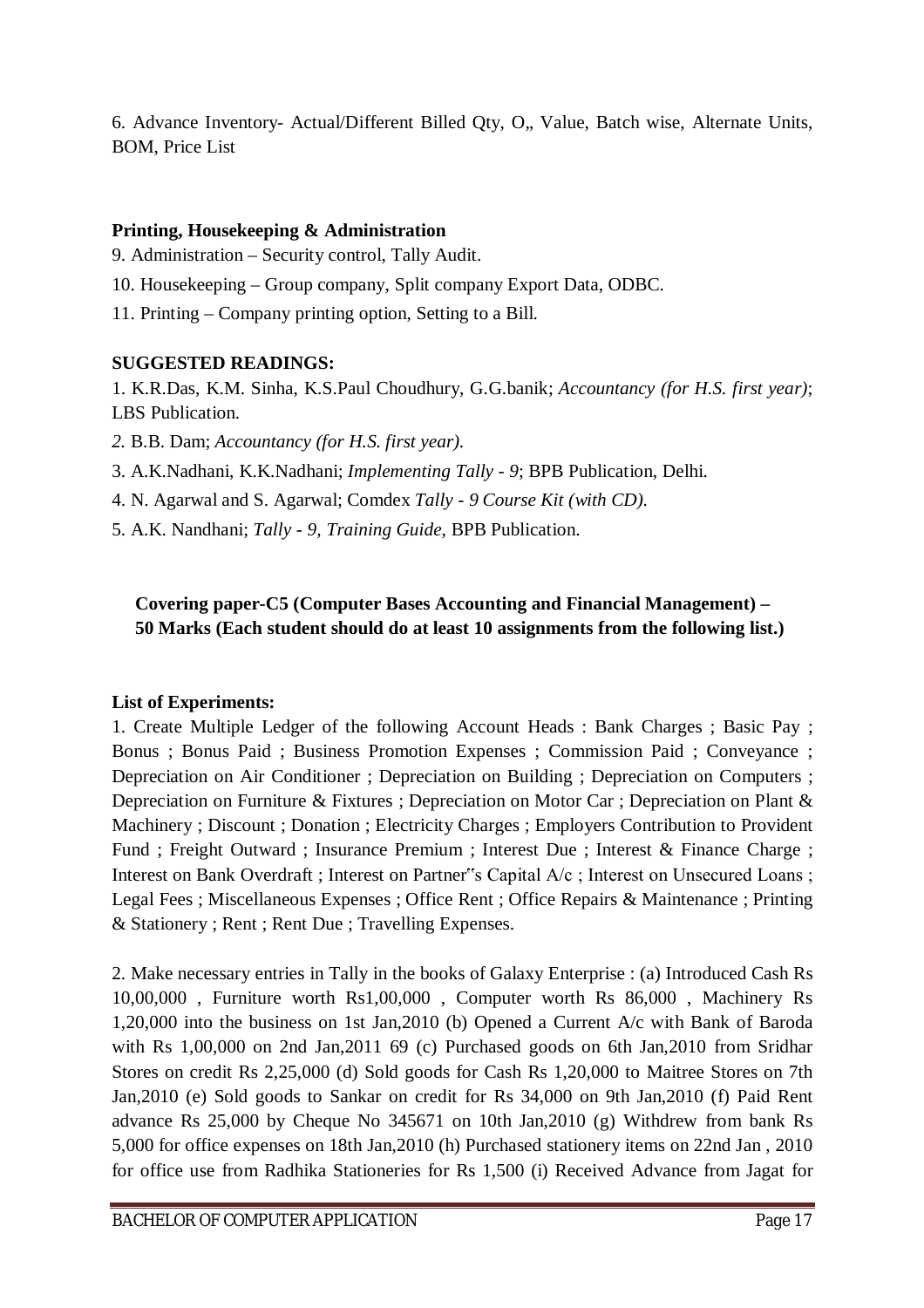6. Advance Inventory- Actual/Different Billed Qty, O„ Value, Batch wise, Alternate Units, BOM, Price List

**Printing, Housekeeping & Administration**

9. Administration – Security control, Tally Audit.

10. Housekeeping – Group company, Split company Export Data, ODBC.

11. Printing – Company printing option, Setting to a Bill.

**SUGGESTED READINGS:**

1. K.R.Das, K.M. Sinha, K.S.Paul Choudhury, G.G.banik; *Accountancy (for H.S. first year)*; LBS Publication.

*2.* B.B. Dam; *Accountancy (for H.S. first year).*

3. A.K.Nadhani, K.K.Nadhani; *Implementing Tally - 9*; BPB Publication, Delhi.

4. N. Agarwal and S. Agarwal; Comdex *Tally - 9 Course Kit (with CD).*

5. A.K. Nandhani; *Tally - 9, Training Guide*, BPB Publication.

**Covering paper-C5 (Computer Bases Accounting and Financial Management) – 50 Marks (Each student should do at least 10 assignments from the following list.)**

**List of Experiments:**

1. Create Multiple Ledger of the following Account Heads : Bank Charges ; Basic Pay ; Bonus ; Bonus Paid ; Business Promotion Expenses ; Commission Paid ; Conveyance ; Depreciation on Air Conditioner ; Depreciation on Building ; Depreciation on Computers ; Depreciation on Furniture & Fixtures ; Depreciation on Motor Car ; Depreciation on Plant & Machinery ; Discount ; Donation ; Electricity Charges ; Employers Contribution to Provident Fund ; Freight Outward ; Insurance Premium ; Interest Due ; Interest & Finance Charge ; Interest on Bank Overdraft ; Interest on Partner"s Capital A/c ; Interest on Unsecured Loans ; Legal Fees ; Miscellaneous Expenses ; Office Rent ; Office Repairs & Maintenance ; Printing & Stationery ; Rent ; Rent Due ; Travelling Expenses.

2. Make necessary entries in Tally in the books of Galaxy Enterprise : (a) Introduced Cash Rs 10,00,000 , Furniture worth Rs1,00,000 , Computer worth Rs 86,000 , Machinery Rs 1,20,000 into the business on 1st Jan,2010 (b) Opened a Current A/c with Bank of Baroda with Rs 1,00,000 on 2nd Jan,2011 69 (c) Purchased goods on 6th Jan,2010 from Sridhar Stores on credit Rs 2,25,000 (d) Sold goods for Cash Rs 1,20,000 to Maitree Stores on 7th Jan,2010 (e) Sold goods to Sankar on credit for Rs 34,000 on 9th Jan,2010 (f) Paid Rent advance Rs 25,000 by Cheque No 345671 on 10th Jan,2010 (g) Withdrew from bank Rs 5,000 for office expenses on 18th Jan,2010 (h) Purchased stationery items on 22nd Jan , 2010 for office use from Radhika Stationeries for Rs 1,500 (i) Received Advance from Jagat for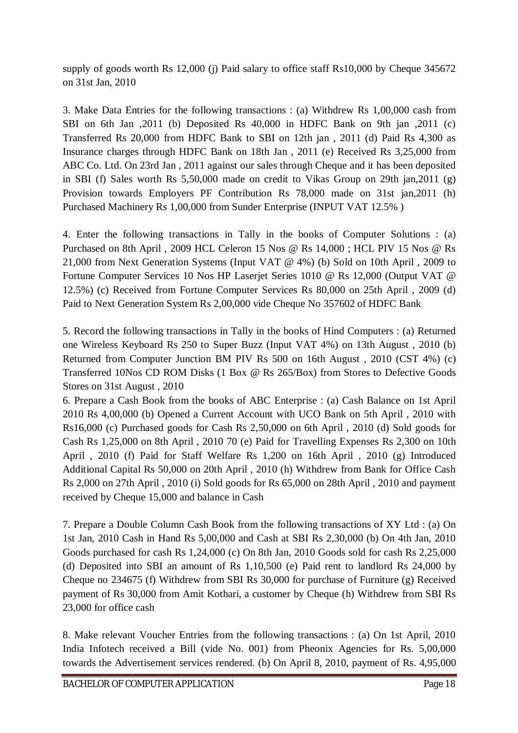supply of goods worth Rs 12,000 (j) Paid salary to office staff Rs10,000 by Cheque 345672 on 31st Jan, 2010

3. Make Data Entries for the following transactions : (a) Withdrew Rs 1,00,000 cash from SBI on 6th Jan ,2011 (b) Deposited Rs 40,000 in HDFC Bank on 9th jan ,2011 (c) Transferred Rs 20,000 from HDFC Bank to SBI on 12th jan , 2011 (d) Paid Rs 4,300 as Insurance charges through HDFC Bank on 18th Jan , 2011 (e) Received Rs 3,25,000 from ABC Co. Ltd. On 23rd Jan , 2011 against our sales through Cheque and it has been deposited in SBI (f) Sales worth Rs 5,50,000 made on credit to Vikas Group on 29th jan,2011 (g) Provision towards Employers PF Contribution Rs 78,000 made on 31st jan,2011 (h) Purchased Machinery Rs 1,00,000 from Sunder Enterprise (INPUT VAT 12.5% )

4. Enter the following transactions in Tally in the books of Computer Solutions : (a) Purchased on 8th April , 2009 HCL Celeron 15 Nos @ Rs 14,000 ; HCL PIV 15 Nos @ Rs 21,000 from Next Generation Systems (Input VAT @ 4%) (b) Sold on 10th April , 2009 to Fortune Computer Services 10 Nos HP Laserjet Series 1010 @ Rs 12,000 (Output VAT @ 12.5%) (c) Received from Fortune Computer Services Rs 80,000 on 25th April , 2009 (d) Paid to Next Generation System Rs 2,00,000 vide Cheque No 357602 of HDFC Bank

5. Record the following transactions in Tally in the books of Hind Computers : (a) Returned one Wireless Keyboard Rs 250 to Super Buzz (Input VAT 4%) on 13th August , 2010 (b) Returned from Computer Junction BM PIV Rs 500 on 16th August , 2010 (CST 4%) (c) Transferred 10Nos CD ROM Disks (1 Box @ Rs 265/Box) from Stores to Defective Goods Stores on 31st August , 2010

6. Prepare a Cash Book from the books of ABC Enterprise : (a) Cash Balance on 1st April 2010 Rs 4,00,000 (b) Opened a Current Account with UCO Bank on 5th April , 2010 with Rs16,000 (c) Purchased goods for Cash Rs 2,50,000 on 6th April , 2010 (d) Sold goods for Cash Rs 1,25,000 on 8th April , 2010 70 (e) Paid for Travelling Expenses Rs 2,300 on 10th April , 2010 (f) Paid for Staff Welfare Rs 1,200 on 16th April , 2010 (g) Introduced Additional Capital Rs 50,000 on 20th April , 2010 (h) Withdrew from Bank for Office Cash Rs 2,000 on 27th April , 2010 (i) Sold goods for Rs 65,000 on 28th April , 2010 and payment received by Cheque 15,000 and balance in Cash

7. Prepare a Double Column Cash Book from the following transactions of XY Ltd : (a) On 1st Jan, 2010 Cash in Hand Rs 5,00,000 and Cash at SBI Rs 2,30,000 (b) On 4th Jan, 2010 Goods purchased for cash Rs 1,24,000 (c) On 8th Jan, 2010 Goods sold for cash Rs 2,25,000 (d) Deposited into SBI an amount of Rs 1,10,500 (e) Paid rent to landlord Rs 24,000 by Cheque no 234675 (f) Withdrew from SBI Rs 30,000 for purchase of Furniture (g) Received payment of Rs 30,000 from Amit Kothari, a customer by Cheque (h) Withdrew from SBI Rs 23,000 for office cash

8. Make relevant Voucher Entries from the following transactions : (a) On 1st April, 2010 India Infotech received a Bill (vide No. 001) from Pheonix Agencies for Rs. 5,00,000 towards the Advertisement services rendered. (b) On April 8, 2010, payment of Rs. 4,95,000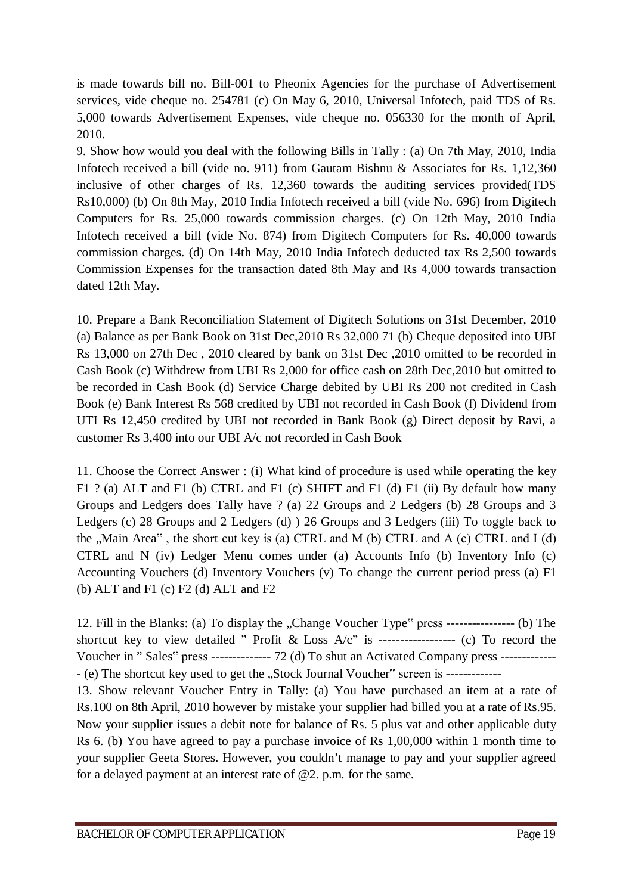is made towards bill no. Bill-001 to Pheonix Agencies for the purchase of Advertisement services, vide cheque no. 254781 (c) On May 6, 2010, Universal Infotech, paid TDS of Rs. 5,000 towards Advertisement Expenses, vide cheque no. 056330 for the month of April, 2010.

9. Show how would you deal with the following Bills in Tally : (a) On 7th May, 2010, India Infotech received a bill (vide no. 911) from Gautam Bishnu & Associates for Rs. 1,12,360 inclusive of other charges of Rs. 12,360 towards the auditing services provided(TDS Rs10,000) (b) On 8th May, 2010 India Infotech received a bill (vide No. 696) from Digitech Computers for Rs. 25,000 towards commission charges. (c) On 12th May, 2010 India Infotech received a bill (vide No. 874) from Digitech Computers for Rs. 40,000 towards commission charges. (d) On 14th May, 2010 India Infotech deducted tax Rs 2,500 towards Commission Expenses for the transaction dated 8th May and Rs 4,000 towards transaction dated 12th May.

10. Prepare a Bank Reconciliation Statement of Digitech Solutions on 31st December, 2010 (a) Balance as per Bank Book on 31st Dec,2010 Rs 32,000 71 (b) Cheque deposited into UBI Rs 13,000 on 27th Dec , 2010 cleared by bank on 31st Dec ,2010 omitted to be recorded in Cash Book (c) Withdrew from UBI Rs 2,000 for office cash on 28th Dec,2010 but omitted to be recorded in Cash Book (d) Service Charge debited by UBI Rs 200 not credited in Cash Book (e) Bank Interest Rs 568 credited by UBI not recorded in Cash Book (f) Dividend from UTI Rs 12,450 credited by UBI not recorded in Bank Book (g) Direct deposit by Ravi, a customer Rs 3,400 into our UBI A/c not recorded in Cash Book

11. Choose the Correct Answer : (i) What kind of procedure is used while operating the key F1 ? (a) ALT and F1 (b) CTRL and F1 (c) SHIFT and F1 (d) F1 (ii) By default how many Groups and Ledgers does Tally have ? (a) 22 Groups and 2 Ledgers (b) 28 Groups and 3 Ledgers (c) 28 Groups and 2 Ledgers (d) ) 26 Groups and 3 Ledgers (iii) To toggle back to the „Main Area" , the short cut key is (a) CTRL and M (b) CTRL and A (c) CTRL and I (d) CTRL and N (iv) Ledger Menu comes under (a) Accounts Info (b) Inventory Info (c) Accounting Vouchers (d) Inventory Vouchers (v) To change the current period press (a) F1 (b) ALT and F1 (c) F2 (d) ALT and F2

12. Fill in the Blanks: (a) To display the „Change Voucher Type" press ---------------- (b) The shortcut key to view detailed " Profit & Loss A/c" is ------------------ (c) To record the Voucher in " Sales" press -------------- 72 (d) To shut an Activated Company press -------------- (e) The shortcut key used to get the „Stock Journal Voucher" screen is -------------

13. Show relevant Voucher Entry in Tally: (a) You have purchased an item at a rate of Rs.100 on 8th April, 2010 however by mistake your supplier had billed you at a rate of Rs.95. Now your supplier issues a debit note for balance of Rs. 5 plus vat and other applicable duty Rs 6. (b) You have agreed to pay a purchase invoice of Rs 1,00,000 within 1 month time to your supplier Geeta Stores. However, you couldn't manage to pay and your supplier agreed for a delayed payment at an interest rate of @2. p.m. for the same.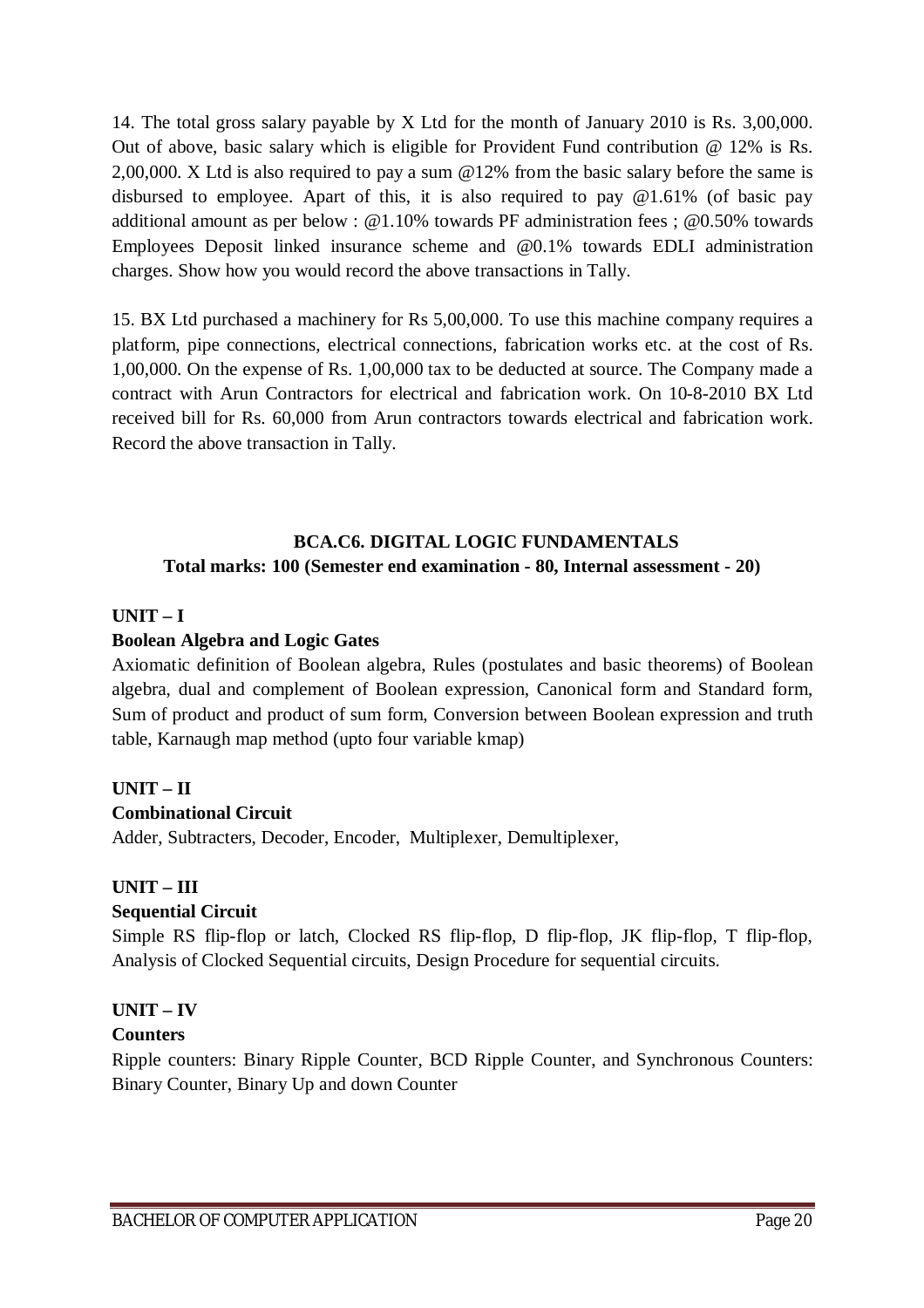14. The total gross salary payable by X Ltd for the month of January 2010 is Rs. 3,00,000. Out of above, basic salary which is eligible for Provident Fund contribution @ 12% is Rs. 2,00,000. X Ltd is also required to pay a sum @12% from the basic salary before the same is disbursed to employee. Apart of this, it is also required to pay @1.61% (of basic pay additional amount as per below : @1.10% towards PF administration fees ; @0.50% towards Employees Deposit linked insurance scheme and @0.1% towards EDLI administration charges. Show how you would record the above transactions in Tally.

15. BX Ltd purchased a machinery for Rs 5,00,000. To use this machine company requires a platform, pipe connections, electrical connections, fabrication works etc. at the cost of Rs. 1,00,000. On the expense of Rs. 1,00,000 tax to be deducted at source. The Company made a contract with Arun Contractors for electrical and fabrication work. On 10-8-2010 BX Ltd received bill for Rs. 60,000 from Arun contractors towards electrical and fabrication work. Record the above transaction in Tally.

## BCA.C6. DIGITAL LOGIC FUNDAMENTALS

**Total marks: 100 (Semester end examination - 80, Internal assessment - 20)**

### UNIT – I

**Boolean Algebra and Logic Gates**

Axiomatic definition of Boolean algebra, Rules (postulates and basic theorems) of Boolean algebra, dual and complement of Boolean expression, Canonical form and Standard form, Sum of product and product of sum form, Conversion between Boolean expression and truth table, Karnaugh map method (upto four variable kmap)

### UNIT – II

**Combinational Circuit**

Adder, Subtracters, Decoder, Encoder, Multiplexer, Demultiplexer,

### UNIT – III

**Sequential Circuit**

Simple RS flip-flop or latch, Clocked RS flip-flop, D flip-flop, JK flip-flop, T flip-flop, Analysis of Clocked Sequential circuits, Design Procedure for sequential circuits.

### UNIT – IV

**Counters**

Ripple counters: Binary Ripple Counter, BCD Ripple Counter, and Synchronous Counters: Binary Counter, Binary Up and down Counter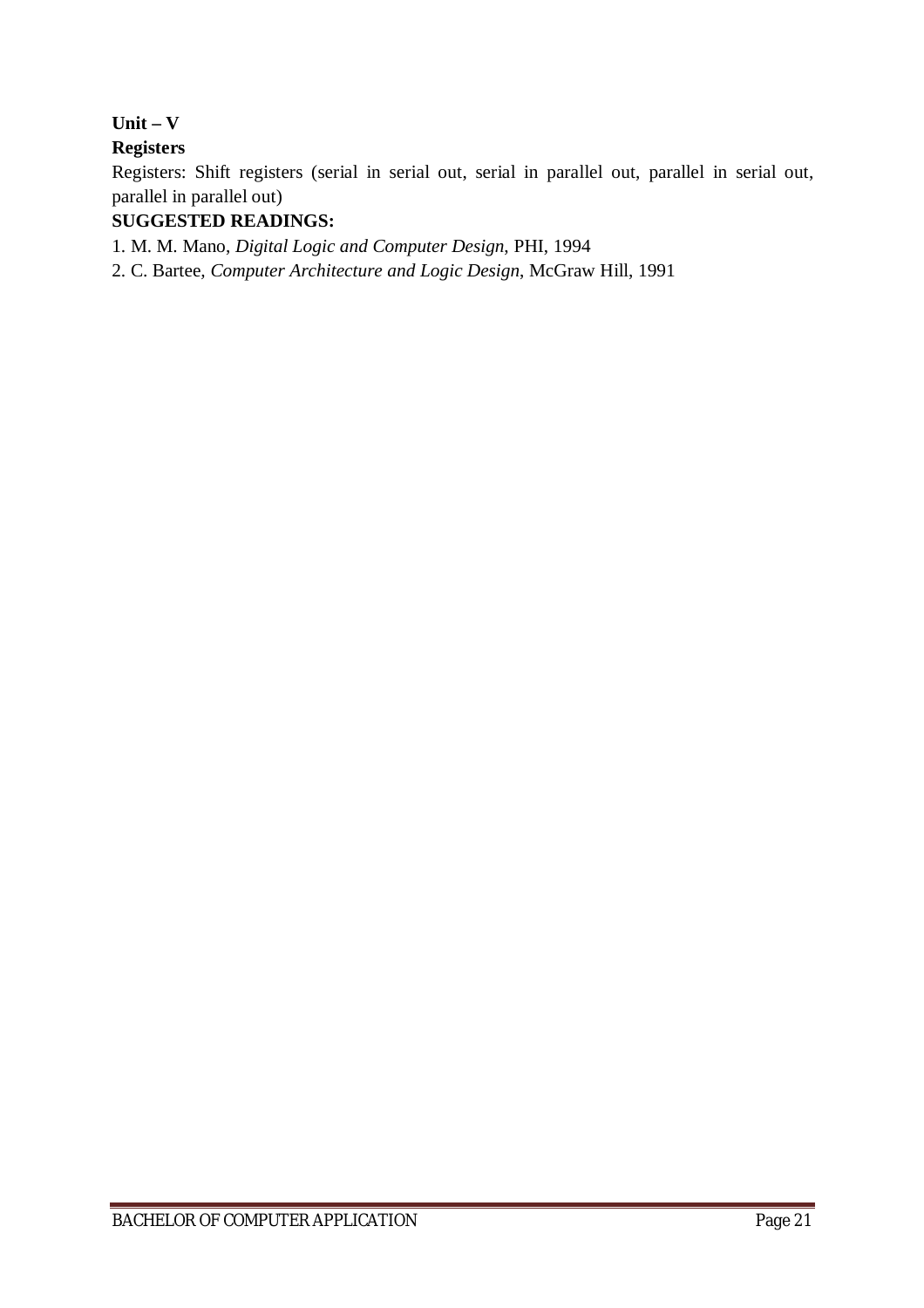**Unit – V**

**Registers**

Registers: Shift registers (serial in serial out, serial in parallel out, parallel in serial out, parallel in parallel out)

**SUGGESTED READINGS:**

1. M. M. Mano, *Digital Logic and Computer Design*, PHI, 1994
2. C. Bartee, *Computer Architecture and Logic Design*, McGraw Hill, 1991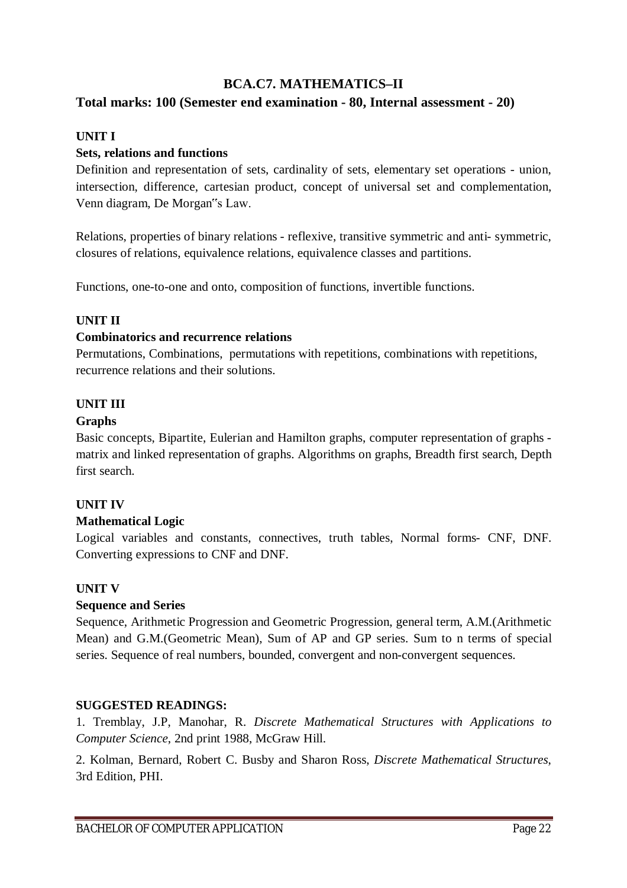# BCA.C7. MATHEMATICS–II

## Total marks: 100 (Semester end examination - 80, Internal assessment - 20)

**UNIT I**

**Sets, relations and functions**

Definition and representation of sets, cardinality of sets, elementary set operations - union, intersection, difference, cartesian product, concept of universal set and complementation, Venn diagram, De Morgan‟s Law.

Relations, properties of binary relations - reflexive, transitive symmetric and anti- symmetric, closures of relations, equivalence relations, equivalence classes and partitions.

Functions, one-to-one and onto, composition of functions, invertible functions.

**UNIT II**

**Combinatorics and recurrence relations**

Permutations, Combinations, permutations with repetitions, combinations with repetitions, recurrence relations and their solutions.

**UNIT III**

**Graphs**

Basic concepts, Bipartite, Eulerian and Hamilton graphs, computer representation of graphs - matrix and linked representation of graphs. Algorithms on graphs, Breadth first search, Depth first search.

**UNIT IV**

**Mathematical Logic**

Logical variables and constants, connectives, truth tables, Normal forms- CNF, DNF. Converting expressions to CNF and DNF.

**UNIT V**

**Sequence and Series**

Sequence, Arithmetic Progression and Geometric Progression, general term, A.M.(Arithmetic Mean) and G.M.(Geometric Mean), Sum of AP and GP series. Sum to n terms of special series. Sequence of real numbers, bounded, convergent and non-convergent sequences.

**SUGGESTED READINGS:**

1. Tremblay, J.P, Manohar, R. *Discrete Mathematical Structures with Applications to Computer Science*, 2nd print 1988, McGraw Hill.

2. Kolman, Bernard, Robert C. Busby and Sharon Ross, *Discrete Mathematical Structures*, 3rd Edition, PHI.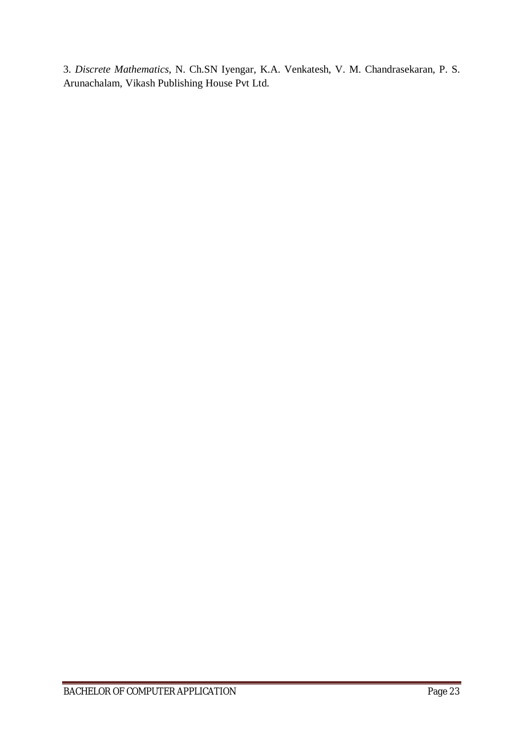3. *Discrete Mathematics*, N. Ch.SN Iyengar, K.A. Venkatesh, V. M. Chandrasekaran, P. S. Arunachalam, Vikash Publishing House Pvt Ltd.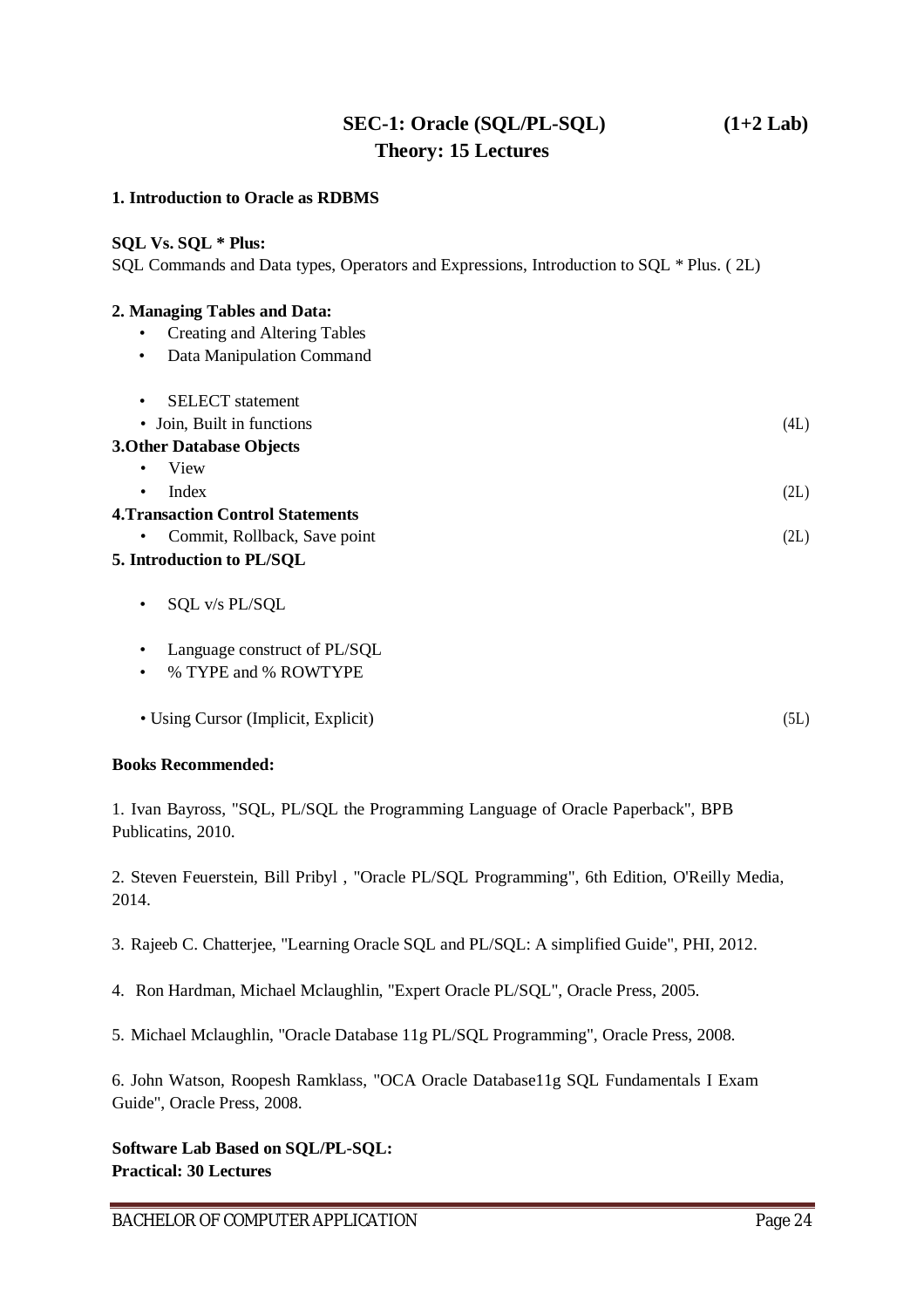# SEC-1: Oracle (SQL/PL-SQL) (1+2 Lab)

## Theory: 15 Lectures

**1. Introduction to Oracle as RDBMS**

**SQL Vs. SQL * Plus:**
SQL Commands and Data types, Operators and Expressions, Introduction to SQL * Plus. ( 2L)

**2. Managing Tables and Data:**

- Creating and Altering Tables
- Data Manipulation Command
- SELECT statement
- Join, Built in functions (4L)

**3.Other Database Objects**

- View
- Index (2L)

**4.Transaction Control Statements**

- Commit, Rollback, Save point (2L)

**5. Introduction to PL/SQL**

- SQL v/s PL/SQL
- Language construct of PL/SQL
- % TYPE and % ROWTYPE
- Using Cursor (Implicit, Explicit) (5L)

**Books Recommended:**

1. Ivan Bayross, "SQL, PL/SQL the Programming Language of Oracle Paperback", BPB Publicatins, 2010.

2. Steven Feuerstein, Bill Pribyl , "Oracle PL/SQL Programming", 6th Edition, O'Reilly Media, 2014.

3. Rajeeb C. Chatterjee, "Learning Oracle SQL and PL/SQL: A simplified Guide", PHI, 2012.

4. Ron Hardman, Michael Mclaughlin, "Expert Oracle PL/SQL", Oracle Press, 2005.

5. Michael Mclaughlin, "Oracle Database 11g PL/SQL Programming", Oracle Press, 2008.

6. John Watson, Roopesh Ramklass, "OCA Oracle Database11g SQL Fundamentals I Exam Guide", Oracle Press, 2008.

**Software Lab Based on SQL/PL-SQL:**
**Practical: 30 Lectures**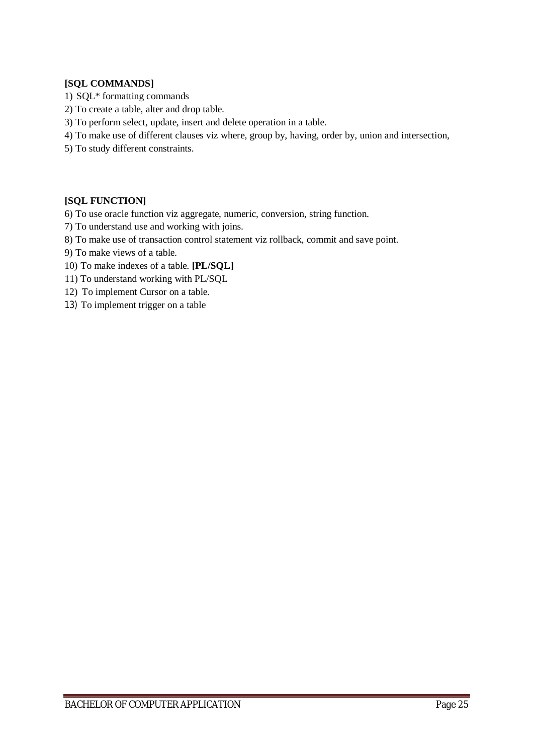**[SQL COMMANDS]**

1) SQL* formatting commands
2) To create a table, alter and drop table.
3) To perform select, update, insert and delete operation in a table.
4) To make use of different clauses viz where, group by, having, order by, union and intersection,
5) To study different constraints.

**[SQL FUNCTION]**

6) To use oracle function viz aggregate, numeric, conversion, string function.
7) To understand use and working with joins.
8) To make use of transaction control statement viz rollback, commit and save point.
9) To make views of a table.
10) To make indexes of a table. **[PL/SQL]**
11) To understand working with PL/SQL
12) To implement Cursor on a table.
13) To implement trigger on a table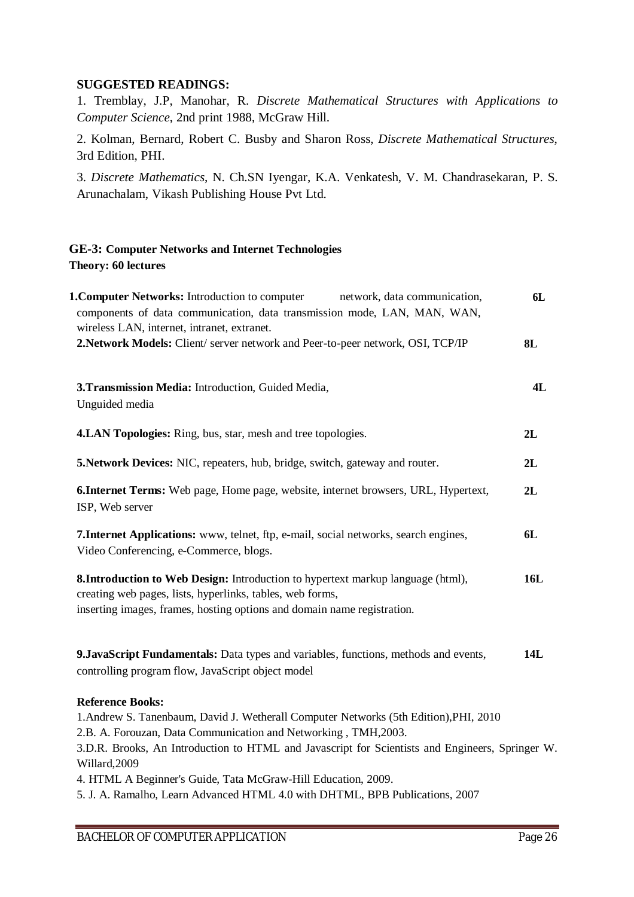**SUGGESTED READINGS:**

1. Tremblay, J.P, Manohar, R. *Discrete Mathematical Structures with Applications to Computer Science*, 2nd print 1988, McGraw Hill.

2. Kolman, Bernard, Robert C. Busby and Sharon Ross, *Discrete Mathematical Structures*, 3rd Edition, PHI.

3. *Discrete Mathematics*, N. Ch.SN Iyengar, K.A. Venkatesh, V. M. Chandrasekaran, P. S. Arunachalam, Vikash Publishing House Pvt Ltd.

## GE-3: Computer Networks and Internet Technologies

**Theory: 60 lectures**

| Topic | Lectures |
|---|---|
| **1.Computer Networks:** Introduction to computer network, data communication, components of data communication, data transmission mode, LAN, MAN, WAN, wireless LAN, internet, intranet, extranet. | **6L** |
| **2.Network Models:** Client/ server network and Peer-to-peer network, OSI, TCP/IP | **8L** |
| **3.Transmission Media:** Introduction, Guided Media, Unguided media | **4L** |
| **4.LAN Topologies:** Ring, bus, star, mesh and tree topologies. | **2L** |
| **5.Network Devices:** NIC, repeaters, hub, bridge, switch, gateway and router. | **2L** |
| **6.Internet Terms:** Web page, Home page, website, internet browsers, URL, Hypertext, ISP, Web server | **2L** |
| **7.Internet Applications:** www, telnet, ftp, e-mail, social networks, search engines, Video Conferencing, e-Commerce, blogs. | **6L** |
| **8.Introduction to Web Design:** Introduction to hypertext markup language (html), creating web pages, lists, hyperlinks, tables, web forms, inserting images, frames, hosting options and domain name registration. | **16L** |
| **9.JavaScript Fundamentals:** Data types and variables, functions, methods and events, controlling program flow, JavaScript object model | **14L** |

**Reference Books:**

1.Andrew S. Tanenbaum, David J. Wetherall Computer Networks (5th Edition),PHI, 2010

2.B. A. Forouzan, Data Communication and Networking , TMH,2003.

3.D.R. Brooks, An Introduction to HTML and Javascript for Scientists and Engineers, Springer W. Willard,2009

4. HTML A Beginner's Guide, Tata McGraw-Hill Education, 2009.

5. J. A. Ramalho, Learn Advanced HTML 4.0 with DHTML, BPB Publications, 2007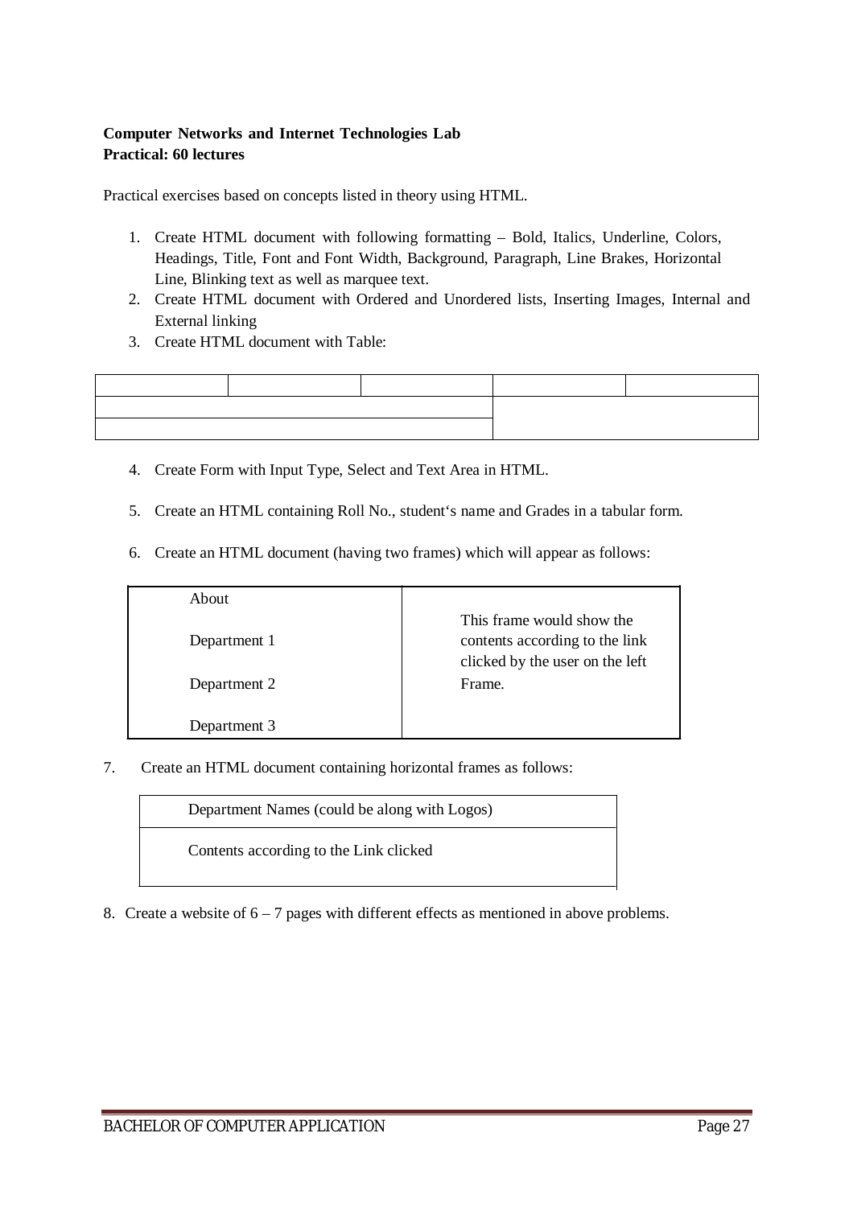**Computer Networks and Internet Technologies Lab**
**Practical: 60 lectures**

Practical exercises based on concepts listed in theory using HTML.

1. Create HTML document with following formatting – Bold, Italics, Underline, Colors, Headings, Title, Font and Font Width, Background, Paragraph, Line Brakes, Horizontal Line, Blinking text as well as marquee text.
2. Create HTML document with Ordered and Unordered lists, Inserting Images, Internal and External linking
3. Create HTML document with Table:

| | | | | |
|---|---|---|---|---|
| | | | | |
| | | | | |

4. Create Form with Input Type, Select and Text Area in HTML.
5. Create an HTML containing Roll No., student's name and Grades in a tabular form.
6. Create an HTML document (having two frames) which will appear as follows:

| | |
|---|---|
| About<br><br>Department 1<br><br>Department 2<br><br>Department 3 | This frame would show the contents according to the link clicked by the user on the left Frame. |

7. Create an HTML document containing horizontal frames as follows:

| |
|---|
| Department Names (could be along with Logos) |
| Contents according to the Link clicked |

8. Create a website of 6 – 7 pages with different effects as mentioned in above problems.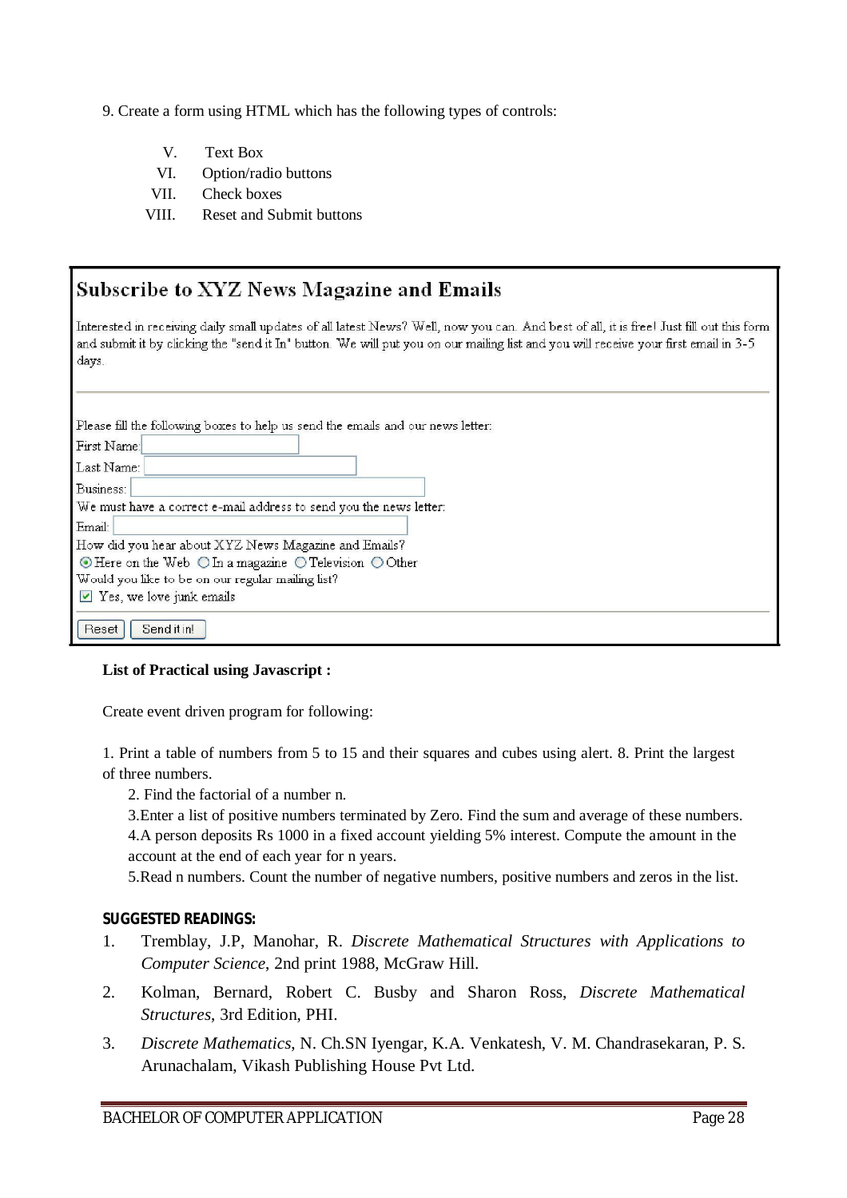9. Create a form using HTML which has the following types of controls:

V. Text Box
VI. Option/radio buttons
VII. Check boxes
VIII. Reset and Submit buttons

## Subscribe to XYZ News Magazine and Emails

Interested in receiving daily small updates of all latest News? Well, now you can. And best of all, it is free! Just fill out this form and submit it by clicking the "send it In" button. We will put you on our mailing list and you will receive your first email in 3-5 days.

---

Please fill the following boxes to help us send the emails and our news letter:

First Name: [ ]

Last Name: [ ]

Business: [ ]

We must have a correct e-mail address to send you the news letter:

Email: [ ]

How did you hear about XYZ News Magazine and Emails?

(•) Here on the Web ( ) In a magazine ( ) Television ( ) Other

Would you like to be on our regular mailing list?

[x] Yes, we love junk emails

---

[Reset] [Send it in!]

**List of Practical using Javascript :**

Create event driven program for following:

1. Print a table of numbers from 5 to 15 and their squares and cubes using alert. 8. Print the largest of three numbers.

2. Find the factorial of a number n.

3. Enter a list of positive numbers terminated by Zero. Find the sum and average of these numbers.

4. A person deposits Rs 1000 in a fixed account yielding 5% interest. Compute the amount in the account at the end of each year for n years.

5. Read n numbers. Count the number of negative numbers, positive numbers and zeros in the list.

**SUGGESTED READINGS:**

1. Tremblay, J.P, Manohar, R. *Discrete Mathematical Structures with Applications to Computer Science*, 2nd print 1988, McGraw Hill.
2. Kolman, Bernard, Robert C. Busby and Sharon Ross, *Discrete Mathematical Structures*, 3rd Edition, PHI.
3. *Discrete Mathematics*, N. Ch.SN Iyengar, K.A. Venkatesh, V. M. Chandrasekaran, P. S. Arunachalam, Vikash Publishing House Pvt Ltd.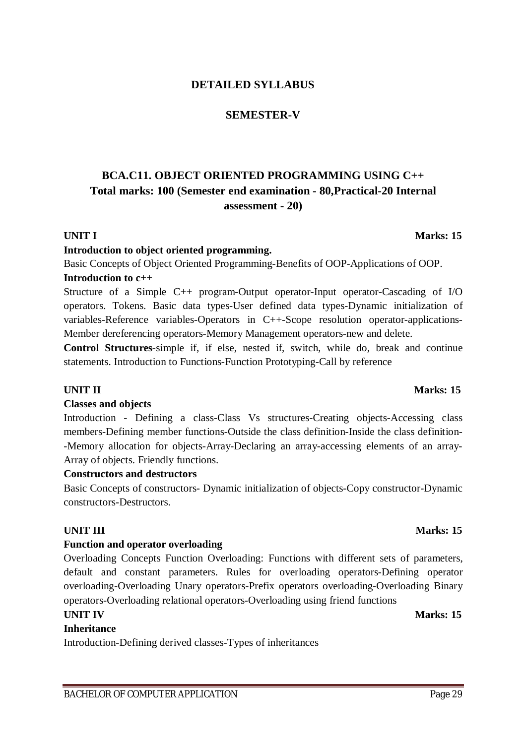# DETAILED SYLLABUS

## SEMESTER-V

## BCA.C11. OBJECT ORIENTED PROGRAMMING USING C++

**Total marks: 100 (Semester end examination - 80,Practical-20 Internal assessment - 20)**

**UNIT I** **Marks: 15**

**Introduction to object oriented programming.**

Basic Concepts of Object Oriented Programming-Benefits of OOP-Applications of OOP.

**Introduction to c++**

Structure of a Simple C++ program-Output operator-Input operator-Cascading of I/O operators. Tokens. Basic data types-User defined data types-Dynamic initialization of variables-Reference variables-Operators in C++-Scope resolution operator-applications-Member dereferencing operators-Memory Management operators-new and delete.

**Control Structures**-simple if, if else, nested if, switch, while do, break and continue statements. Introduction to Functions-Function Prototyping-Call by reference

**UNIT II** **Marks: 15**

**Classes and objects**

Introduction - Defining a class-Class Vs structures-Creating objects-Accessing class members-Defining member functions-Outside the class definition-Inside the class definition--Memory allocation for objects-Array-Declaring an array-accessing elements of an array-Array of objects. Friendly functions.

**Constructors and destructors**

Basic Concepts of constructors- Dynamic initialization of objects-Copy constructor-Dynamic constructors-Destructors.

**UNIT III** **Marks: 15**

**Function and operator overloading**

Overloading Concepts Function Overloading: Functions with different sets of parameters, default and constant parameters. Rules for overloading operators-Defining operator overloading-Overloading Unary operators-Prefix operators overloading-Overloading Binary operators-Overloading relational operators-Overloading using friend functions

**UNIT IV** **Marks: 15**

**Inheritance**

Introduction-Defining derived classes-Types of inheritances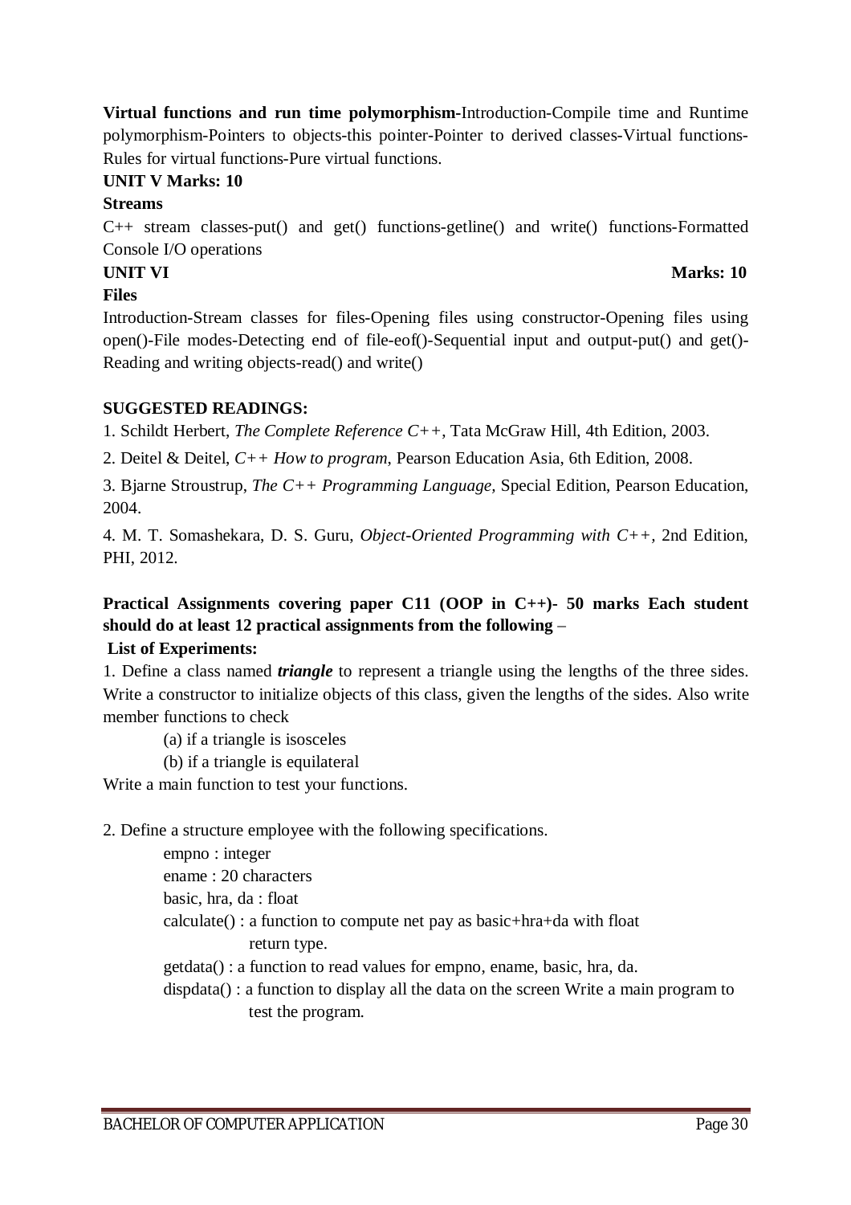**Virtual functions and run time polymorphism**-Introduction-Compile time and Runtime polymorphism-Pointers to objects-this pointer-Pointer to derived classes-Virtual functions-Rules for virtual functions-Pure virtual functions.

**UNIT V Marks: 10**

**Streams**

C++ stream classes-put() and get() functions-getline() and write() functions-Formatted Console I/O operations

**UNIT VI Marks: 10**

**Files**

Introduction-Stream classes for files-Opening files using constructor-Opening files using open()-File modes-Detecting end of file-eof()-Sequential input and output-put() and get()-Reading and writing objects-read() and write()

**SUGGESTED READINGS:**

1. Schildt Herbert, *The Complete Reference C++*, Tata McGraw Hill, 4th Edition, 2003.

2. Deitel & Deitel, *C++ How to program*, Pearson Education Asia, 6th Edition, 2008.

3. Bjarne Stroustrup, *The C++ Programming Language,* Special Edition, Pearson Education, 2004.

4. M. T. Somashekara, D. S. Guru, *Object-Oriented Programming with C++*, 2nd Edition, PHI, 2012.

**Practical Assignments covering paper C11 (OOP in C++)- 50 marks Each student should do at least 12 practical assignments from the following** –

**List of Experiments:**

1. Define a class named ***triangle*** to represent a triangle using the lengths of the three sides. Write a constructor to initialize objects of this class, given the lengths of the sides. Also write member functions to check

(a) if a triangle is isosceles

(b) if a triangle is equilateral

Write a main function to test your functions.

2. Define a structure employee with the following specifications.

empno : integer

ename : 20 characters

basic, hra, da : float

calculate() : a function to compute net pay as basic+hra+da with float return type.

getdata() : a function to read values for empno, ename, basic, hra, da.

dispdata() : a function to display all the data on the screen Write a main program to test the program.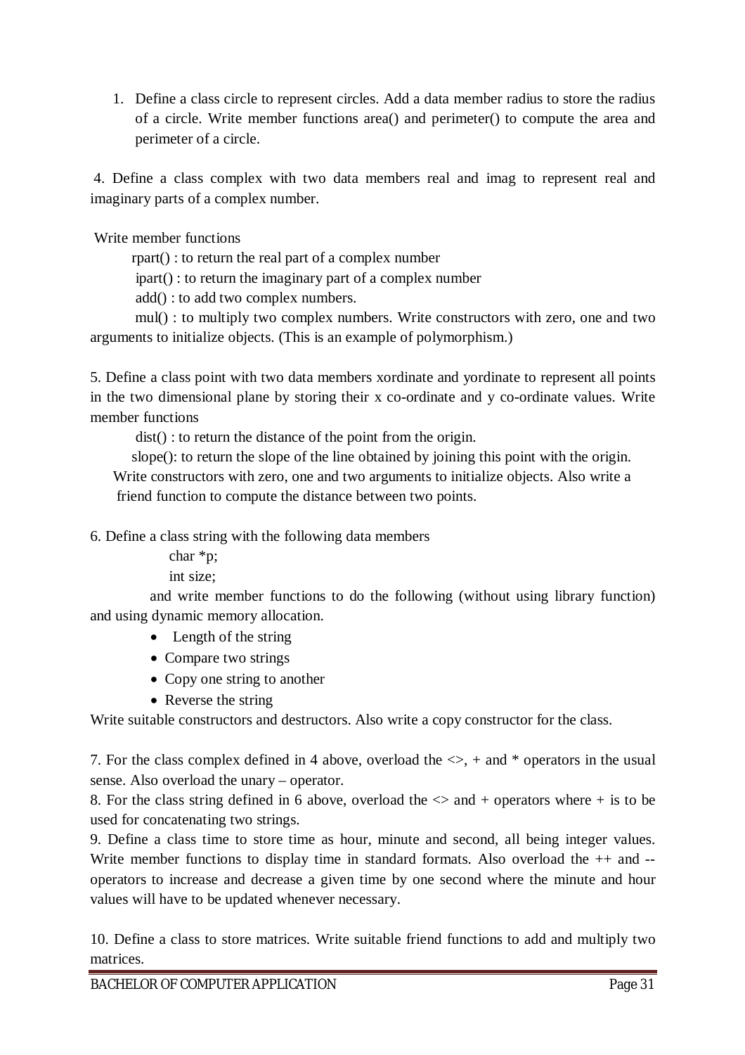1. Define a class circle to represent circles. Add a data member radius to store the radius of a circle. Write member functions area() and perimeter() to compute the area and perimeter of a circle.

4. Define a class complex with two data members real and imag to represent real and imaginary parts of a complex number.

Write member functions

rpart() : to return the real part of a complex number

ipart() : to return the imaginary part of a complex number

add() : to add two complex numbers.

mul() : to multiply two complex numbers. Write constructors with zero, one and two arguments to initialize objects. (This is an example of polymorphism.)

5. Define a class point with two data members xordinate and yordinate to represent all points in the two dimensional plane by storing their x co-ordinate and y co-ordinate values. Write member functions

dist() : to return the distance of the point from the origin.

slope(): to return the slope of the line obtained by joining this point with the origin.

Write constructors with zero, one and two arguments to initialize objects. Also write a friend function to compute the distance between two points.

6. Define a class string with the following data members

char *p;

int size;

and write member functions to do the following (without using library function) and using dynamic memory allocation.

- Length of the string
- Compare two strings
- Copy one string to another
- Reverse the string

Write suitable constructors and destructors. Also write a copy constructor for the class.

7. For the class complex defined in 4 above, overload the <>, + and * operators in the usual sense. Also overload the unary – operator.

8. For the class string defined in 6 above, overload the <> and + operators where + is to be used for concatenating two strings.

9. Define a class time to store time as hour, minute and second, all being integer values. Write member functions to display time in standard formats. Also overload the ++ and -- operators to increase and decrease a given time by one second where the minute and hour values will have to be updated whenever necessary.

10. Define a class to store matrices. Write suitable friend functions to add and multiply two matrices.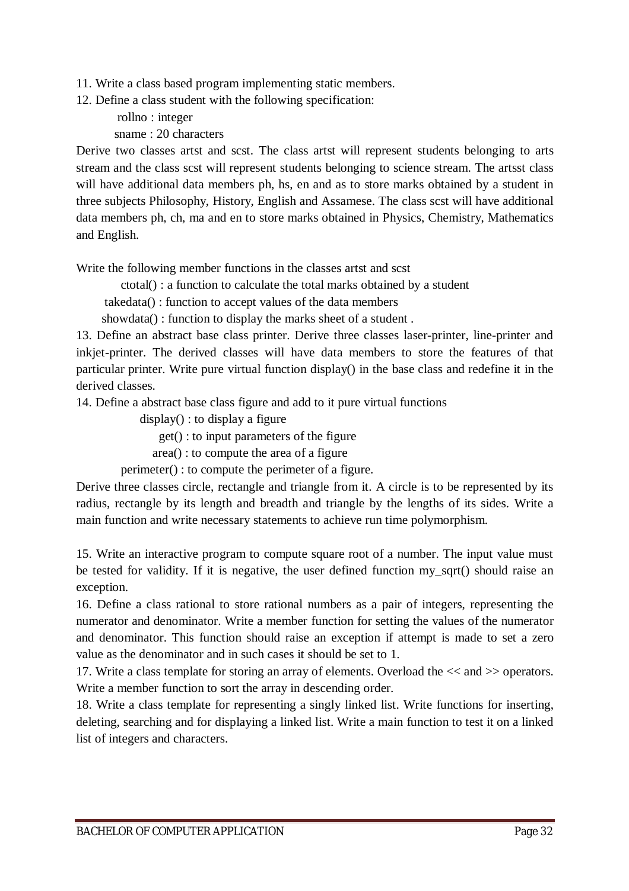11. Write a class based program implementing static members.

12. Define a class student with the following specification:

rollno : integer

sname : 20 characters

Derive two classes artst and scst. The class artst will represent students belonging to arts stream and the class scst will represent students belonging to science stream. The artsst class will have additional data members ph, hs, en and as to store marks obtained by a student in three subjects Philosophy, History, English and Assamese. The class scst will have additional data members ph, ch, ma and en to store marks obtained in Physics, Chemistry, Mathematics and English.

Write the following member functions in the classes artst and scst

ctotal() : a function to calculate the total marks obtained by a student

takedata() : function to accept values of the data members

showdata() : function to display the marks sheet of a student .

13. Define an abstract base class printer. Derive three classes laser-printer, line-printer and inkjet-printer. The derived classes will have data members to store the features of that particular printer. Write pure virtual function display() in the base class and redefine it in the derived classes.

14. Define a abstract base class figure and add to it pure virtual functions

display() : to display a figure

get() : to input parameters of the figure

area() : to compute the area of a figure

perimeter() : to compute the perimeter of a figure.

Derive three classes circle, rectangle and triangle from it. A circle is to be represented by its radius, rectangle by its length and breadth and triangle by the lengths of its sides. Write a main function and write necessary statements to achieve run time polymorphism.

15. Write an interactive program to compute square root of a number. The input value must be tested for validity. If it is negative, the user defined function my_sqrt() should raise an exception.

16. Define a class rational to store rational numbers as a pair of integers, representing the numerator and denominator. Write a member function for setting the values of the numerator and denominator. This function should raise an exception if attempt is made to set a zero value as the denominator and in such cases it should be set to 1.

17. Write a class template for storing an array of elements. Overload the << and >> operators. Write a member function to sort the array in descending order.

18. Write a class template for representing a singly linked list. Write functions for inserting, deleting, searching and for displaying a linked list. Write a main function to test it on a linked list of integers and characters.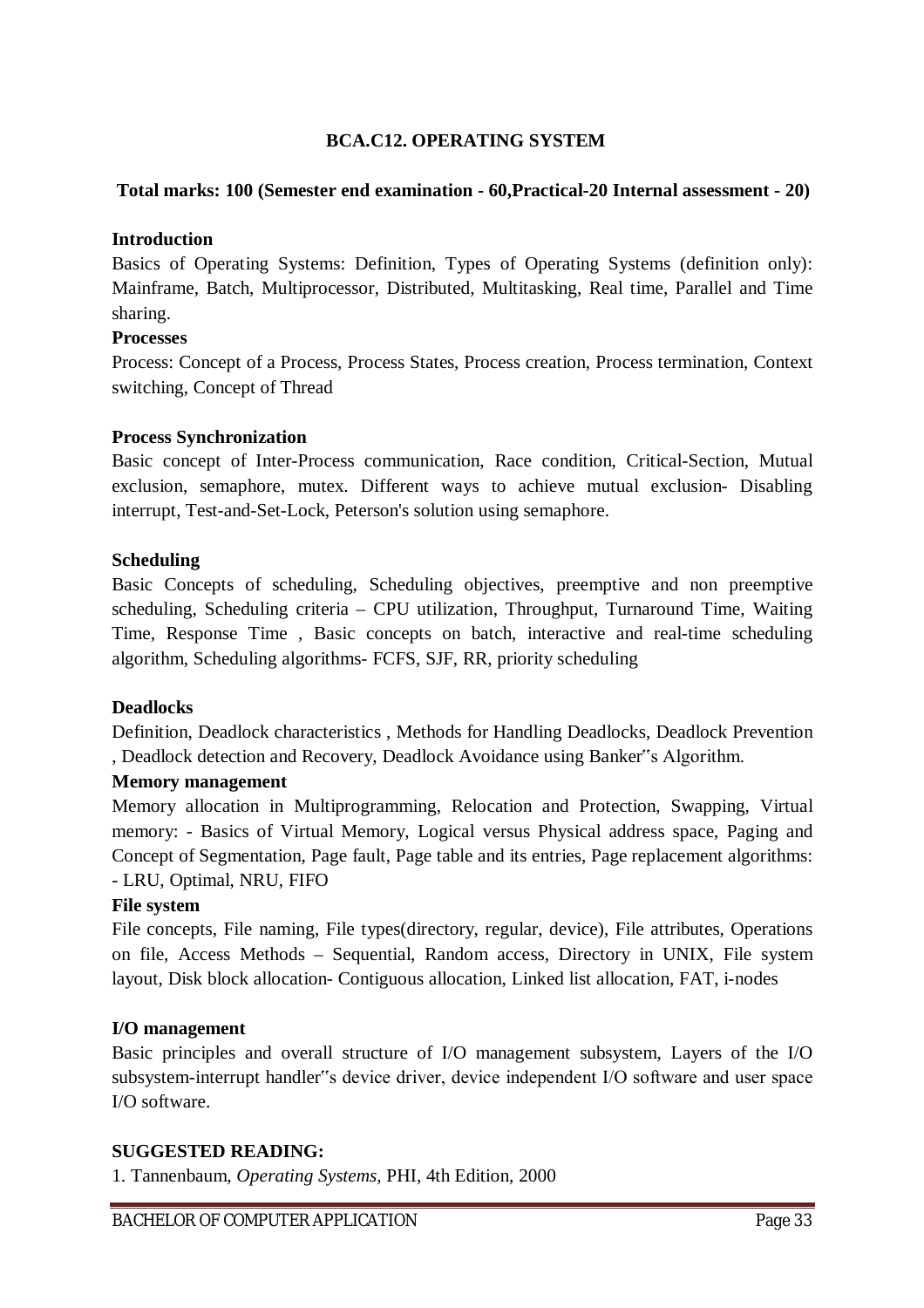# BCA.C12. OPERATING SYSTEM

**Total marks: 100 (Semester end examination - 60,Practical-20 Internal assessment - 20)**

**Introduction**

Basics of Operating Systems: Definition, Types of Operating Systems (definition only): Mainframe, Batch, Multiprocessor, Distributed, Multitasking, Real time, Parallel and Time sharing.

**Processes**

Process: Concept of a Process, Process States, Process creation, Process termination, Context switching, Concept of Thread

**Process Synchronization**

Basic concept of Inter-Process communication, Race condition, Critical-Section, Mutual exclusion, semaphore, mutex. Different ways to achieve mutual exclusion- Disabling interrupt, Test-and-Set-Lock, Peterson's solution using semaphore.

**Scheduling**

Basic Concepts of scheduling, Scheduling objectives, preemptive and non preemptive scheduling, Scheduling criteria – CPU utilization, Throughput, Turnaround Time, Waiting Time, Response Time , Basic concepts on batch, interactive and real-time scheduling algorithm, Scheduling algorithms- FCFS, SJF, RR, priority scheduling

**Deadlocks**

Definition, Deadlock characteristics , Methods for Handling Deadlocks, Deadlock Prevention , Deadlock detection and Recovery, Deadlock Avoidance using Banker‟s Algorithm.

**Memory management**

Memory allocation in Multiprogramming, Relocation and Protection, Swapping, Virtual memory: - Basics of Virtual Memory, Logical versus Physical address space, Paging and Concept of Segmentation, Page fault, Page table and its entries, Page replacement algorithms: - LRU, Optimal, NRU, FIFO

**File system**

File concepts, File naming, File types(directory, regular, device), File attributes, Operations on file, Access Methods – Sequential, Random access, Directory in UNIX, File system layout, Disk block allocation- Contiguous allocation, Linked list allocation, FAT, i-nodes

**I/O management**

Basic principles and overall structure of I/O management subsystem, Layers of the I/O subsystem-interrupt handler‟s device driver, device independent I/O software and user space I/O software.

**SUGGESTED READING:**

1. Tannenbaum, *Operating Systems*, PHI, 4th Edition, 2000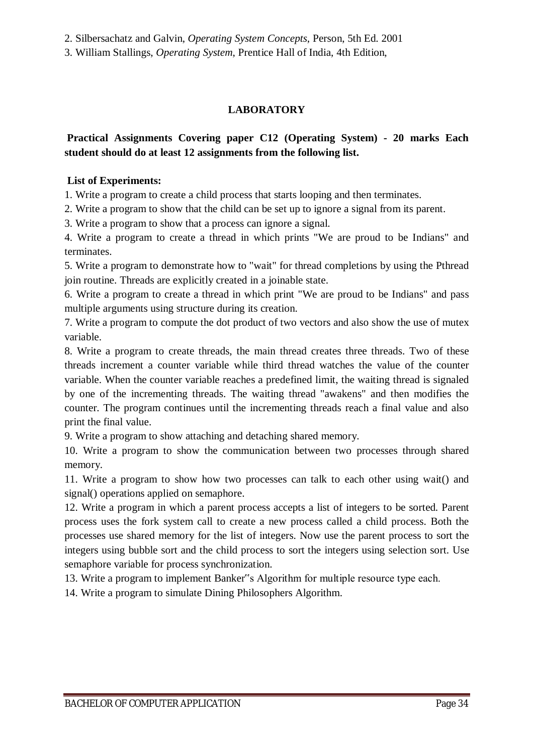2. Silbersachatz and Galvin, *Operating System Concepts*, Person, 5th Ed. 2001

3. William Stallings, *Operating System*, Prentice Hall of India, 4th Edition,

## LABORATORY

**Practical Assignments Covering paper C12 (Operating System) - 20 marks Each student should do at least 12 assignments from the following list.**

**List of Experiments:**

1. Write a program to create a child process that starts looping and then terminates.
2. Write a program to show that the child can be set up to ignore a signal from its parent.
3. Write a program to show that a process can ignore a signal.
4. Write a program to create a thread in which prints "We are proud to be Indians" and terminates.
5. Write a program to demonstrate how to "wait" for thread completions by using the Pthread join routine. Threads are explicitly created in a joinable state.
6. Write a program to create a thread in which print "We are proud to be Indians" and pass multiple arguments using structure during its creation.
7. Write a program to compute the dot product of two vectors and also show the use of mutex variable.
8. Write a program to create threads, the main thread creates three threads. Two of these threads increment a counter variable while third thread watches the value of the counter variable. When the counter variable reaches a predefined limit, the waiting thread is signaled by one of the incrementing threads. The waiting thread "awakens" and then modifies the counter. The program continues until the incrementing threads reach a final value and also print the final value.
9. Write a program to show attaching and detaching shared memory.
10. Write a program to show the communication between two processes through shared memory.
11. Write a program to show how two processes can talk to each other using wait() and signal() operations applied on semaphore.
12. Write a program in which a parent process accepts a list of integers to be sorted. Parent process uses the fork system call to create a new process called a child process. Both the processes use shared memory for the list of integers. Now use the parent process to sort the integers using bubble sort and the child process to sort the integers using selection sort. Use semaphore variable for process synchronization.
13. Write a program to implement Banker"s Algorithm for multiple resource type each.
14. Write a program to simulate Dining Philosophers Algorithm.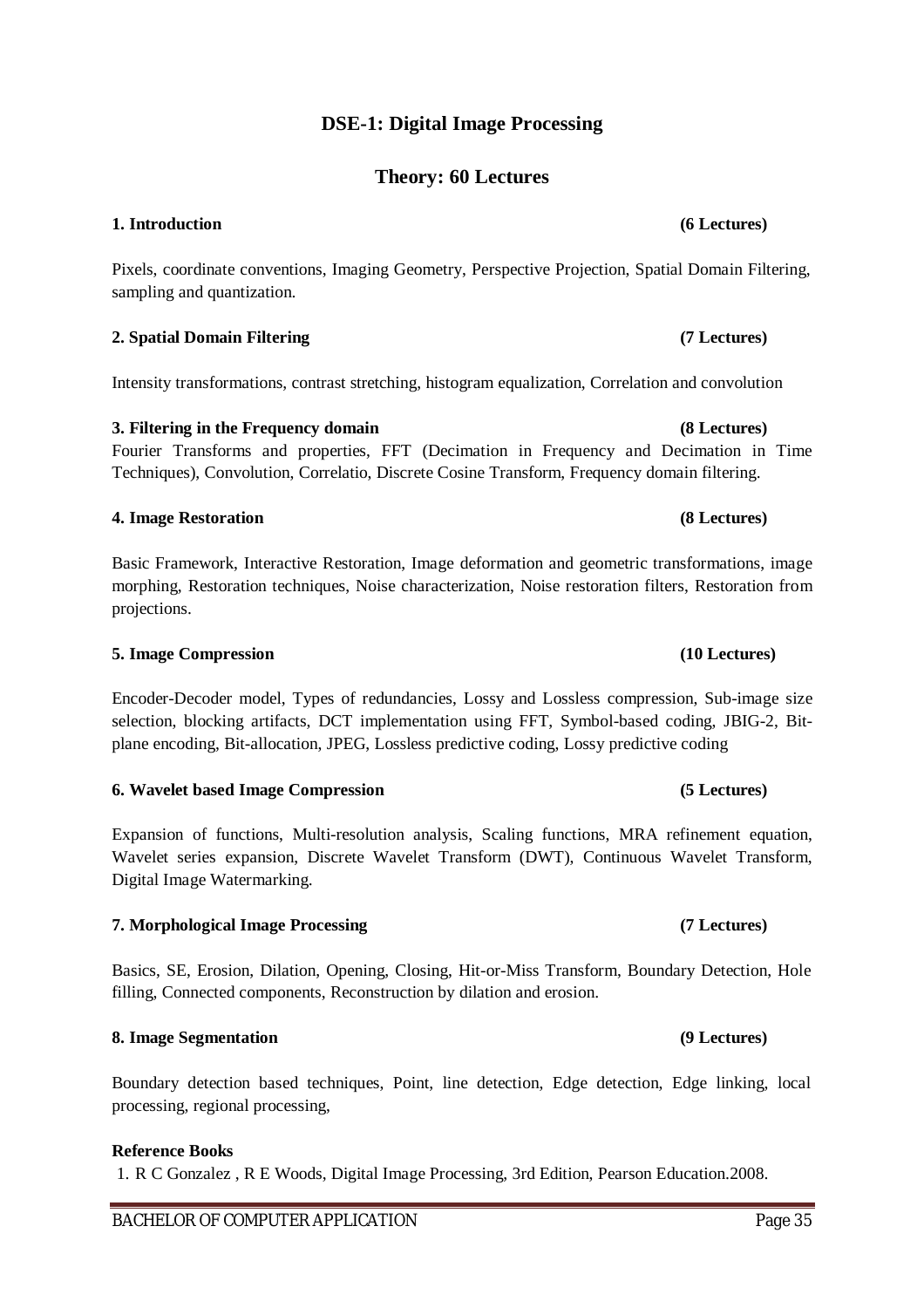# DSE-1: Digital Image Processing

## Theory: 60 Lectures

**1. Introduction (6 Lectures)**

Pixels, coordinate conventions, Imaging Geometry, Perspective Projection, Spatial Domain Filtering, sampling and quantization.

**2. Spatial Domain Filtering (7 Lectures)**

Intensity transformations, contrast stretching, histogram equalization, Correlation and convolution

**3. Filtering in the Frequency domain (8 Lectures)**

Fourier Transforms and properties, FFT (Decimation in Frequency and Decimation in Time Techniques), Convolution, Correlatio, Discrete Cosine Transform, Frequency domain filtering.

**4. Image Restoration (8 Lectures)**

Basic Framework, Interactive Restoration, Image deformation and geometric transformations, image morphing, Restoration techniques, Noise characterization, Noise restoration filters, Restoration from projections.

**5. Image Compression (10 Lectures)**

Encoder-Decoder model, Types of redundancies, Lossy and Lossless compression, Sub-image size selection, blocking artifacts, DCT implementation using FFT, Symbol-based coding, JBIG-2, Bit-plane encoding, Bit-allocation, JPEG, Lossless predictive coding, Lossy predictive coding

**6. Wavelet based Image Compression (5 Lectures)**

Expansion of functions, Multi-resolution analysis, Scaling functions, MRA refinement equation, Wavelet series expansion, Discrete Wavelet Transform (DWT), Continuous Wavelet Transform, Digital Image Watermarking.

**7. Morphological Image Processing (7 Lectures)**

Basics, SE, Erosion, Dilation, Opening, Closing, Hit-or-Miss Transform, Boundary Detection, Hole filling, Connected components, Reconstruction by dilation and erosion.

**8. Image Segmentation (9 Lectures)**

Boundary detection based techniques, Point, line detection, Edge detection, Edge linking, local processing, regional processing,

**Reference Books**

1. R C Gonzalez , R E Woods, Digital Image Processing, 3rd Edition, Pearson Education.2008.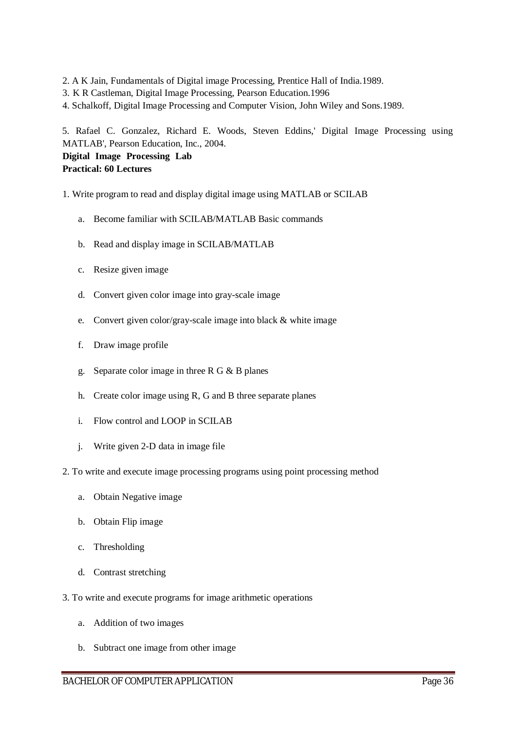2. A K Jain, Fundamentals of Digital image Processing, Prentice Hall of India.1989.
3. K R Castleman, Digital Image Processing, Pearson Education.1996
4. Schalkoff, Digital Image Processing and Computer Vision, John Wiley and Sons.1989.

5. Rafael C. Gonzalez, Richard E. Woods, Steven Eddins,' Digital Image Processing using MATLAB', Pearson Education, Inc., 2004.

**Digital Image Processing Lab**
**Practical: 60 Lectures**

1. Write program to read and display digital image using MATLAB or SCILAB
   a. Become familiar with SCILAB/MATLAB Basic commands
   b. Read and display image in SCILAB/MATLAB
   c. Resize given image
   d. Convert given color image into gray-scale image
   e. Convert given color/gray-scale image into black & white image
   f. Draw image profile
   g. Separate color image in three R G & B planes
   h. Create color image using R, G and B three separate planes
   i. Flow control and LOOP in SCILAB
   j. Write given 2-D data in image file
2. To write and execute image processing programs using point processing method
   a. Obtain Negative image
   b. Obtain Flip image
   c. Thresholding
   d. Contrast stretching
3. To write and execute programs for image arithmetic operations
   a. Addition of two images
   b. Subtract one image from other image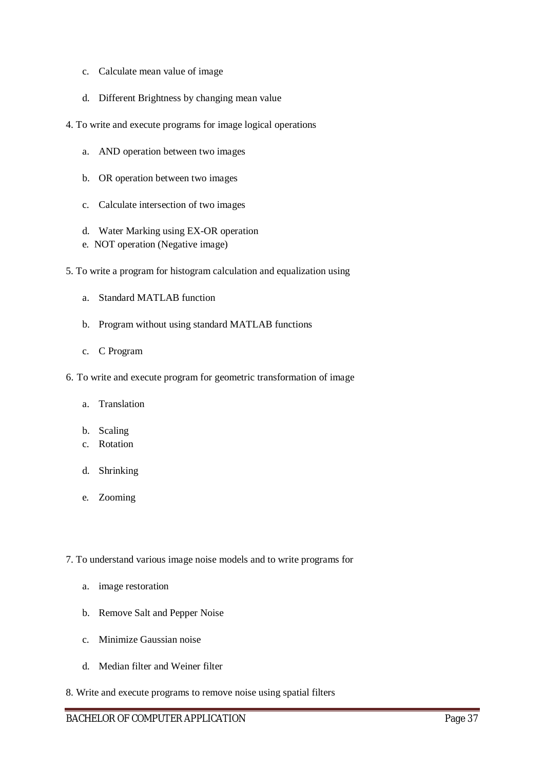c. Calculate mean value of image

d. Different Brightness by changing mean value

4. To write and execute programs for image logical operations

   a. AND operation between two images

   b. OR operation between two images

   c. Calculate intersection of two images

   d. Water Marking using EX-OR operation
   e. NOT operation (Negative image)

5. To write a program for histogram calculation and equalization using

   a. Standard MATLAB function

   b. Program without using standard MATLAB functions

   c. C Program

6. To write and execute program for geometric transformation of image

   a. Translation

   b. Scaling
   c. Rotation

   d. Shrinking

   e. Zooming

7. To understand various image noise models and to write programs for

   a. image restoration

   b. Remove Salt and Pepper Noise

   c. Minimize Gaussian noise

   d. Median filter and Weiner filter

8. Write and execute programs to remove noise using spatial filters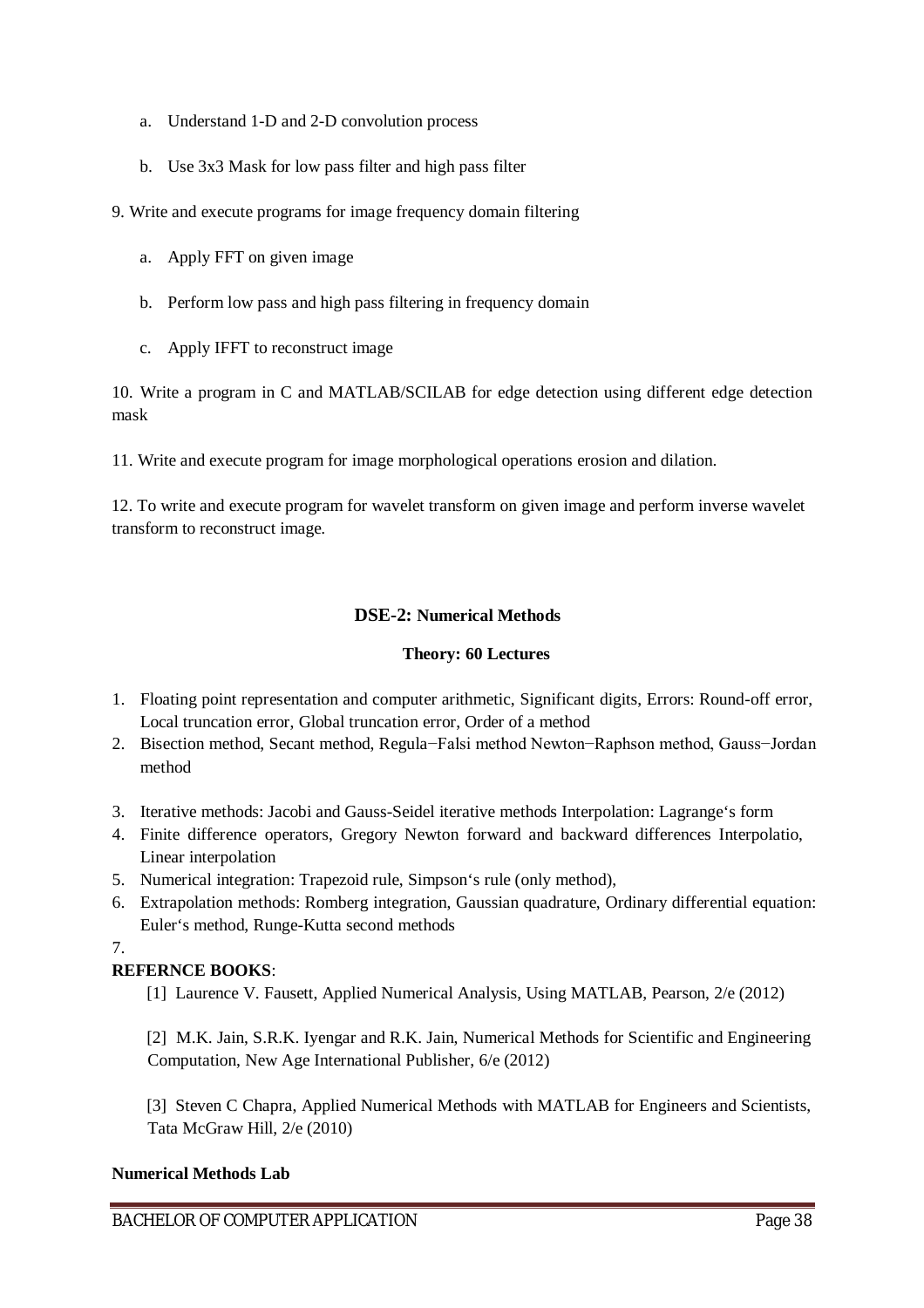a. Understand 1-D and 2-D convolution process

b. Use 3x3 Mask for low pass filter and high pass filter

9. Write and execute programs for image frequency domain filtering

   a. Apply FFT on given image

   b. Perform low pass and high pass filtering in frequency domain

   c. Apply IFFT to reconstruct image

10. Write a program in C and MATLAB/SCILAB for edge detection using different edge detection mask

11. Write and execute program for image morphological operations erosion and dilation.

12. To write and execute program for wavelet transform on given image and perform inverse wavelet transform to reconstruct image.

## DSE-2: Numerical Methods

**Theory: 60 Lectures**

1. Floating point representation and computer arithmetic, Significant digits, Errors: Round-off error, Local truncation error, Global truncation error, Order of a method
2. Bisection method, Secant method, Regula−Falsi method Newton−Raphson method, Gauss−Jordan method
3. Iterative methods: Jacobi and Gauss-Seidel iterative methods Interpolation: Lagrange‘s form
4. Finite difference operators, Gregory Newton forward and backward differences Interpolatio, Linear interpolation
5. Numerical integration: Trapezoid rule, Simpson‘s rule (only method),
6. Extrapolation methods: Romberg integration, Gaussian quadrature, Ordinary differential equation: Euler‘s method, Runge-Kutta second methods
7.

**REFERNCE BOOKS**:

[1] Laurence V. Fausett, Applied Numerical Analysis, Using MATLAB, Pearson, 2/e (2012)

[2] M.K. Jain, S.R.K. Iyengar and R.K. Jain, Numerical Methods for Scientific and Engineering Computation, New Age International Publisher, 6/e (2012)

[3] Steven C Chapra, Applied Numerical Methods with MATLAB for Engineers and Scientists, Tata McGraw Hill, 2/e (2010)

**Numerical Methods Lab**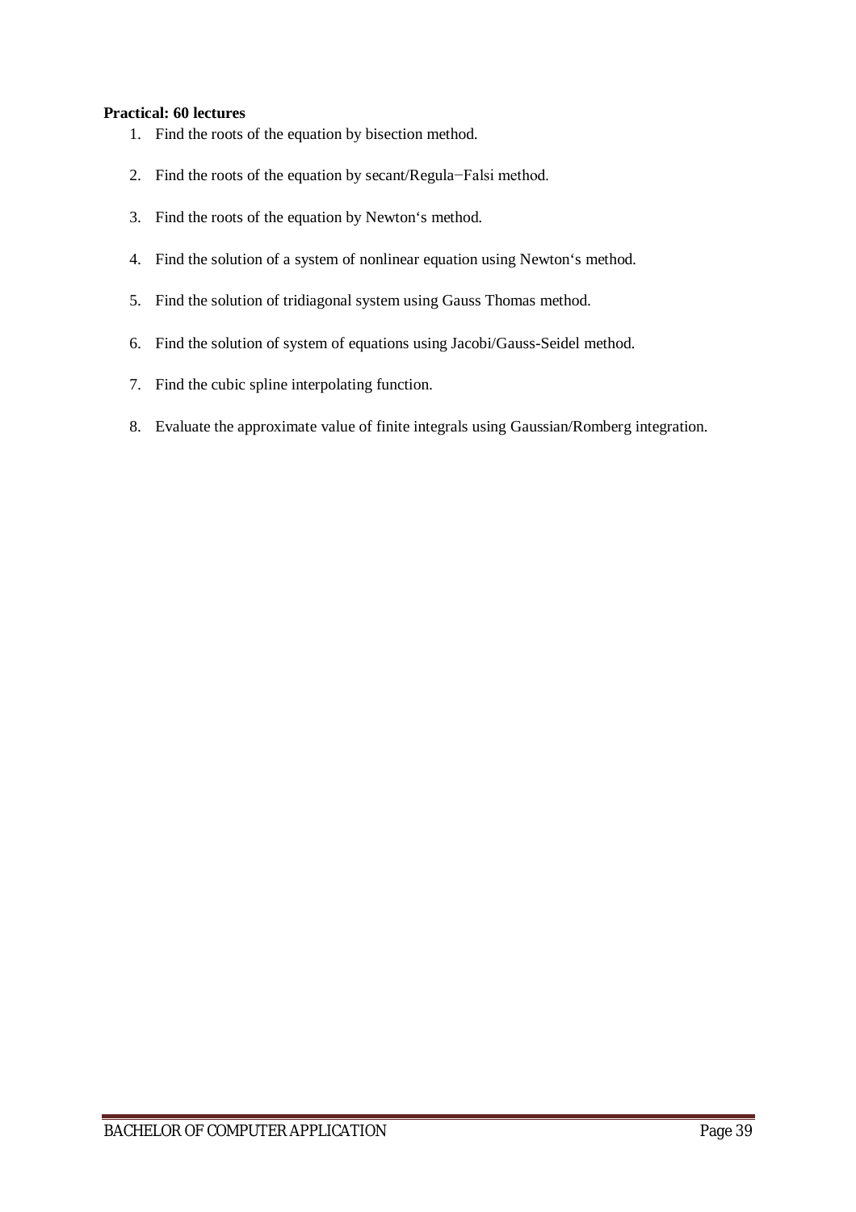**Practical: 60 lectures**

1. Find the roots of the equation by bisection method.
2. Find the roots of the equation by secant/Regula−Falsi method.
3. Find the roots of the equation by Newton‘s method.
4. Find the solution of a system of nonlinear equation using Newton‘s method.
5. Find the solution of tridiagonal system using Gauss Thomas method.
6. Find the solution of system of equations using Jacobi/Gauss-Seidel method.
7. Find the cubic spline interpolating function.
8. Evaluate the approximate value of finite integrals using Gaussian/Romberg integration.